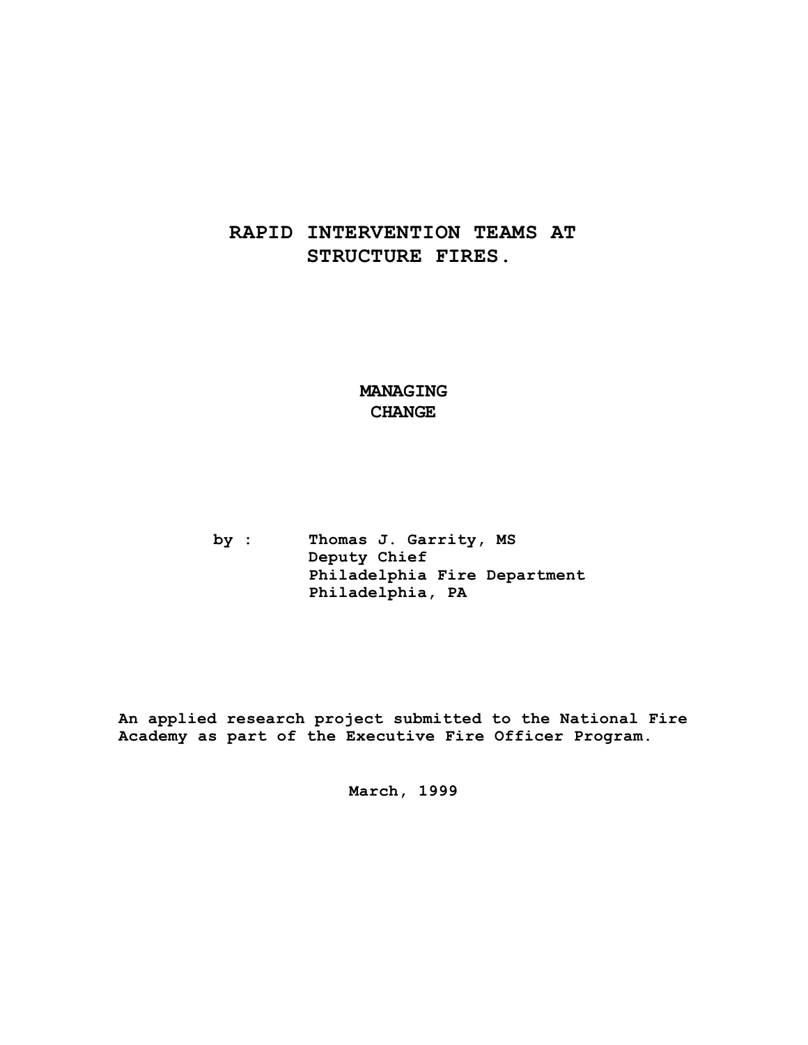# RAPID INTERVENTION TEAMS AT STRUCTURE FIRES.

**MANAGING CHANGE**

**by :** **Thomas J. Garrity, MS**
**Deputy Chief**
**Philadelphia Fire Department**
**Philadelphia, PA**

**An applied research project submitted to the National Fire Academy as part of the Executive Fire Officer Program.**

**March, 1999**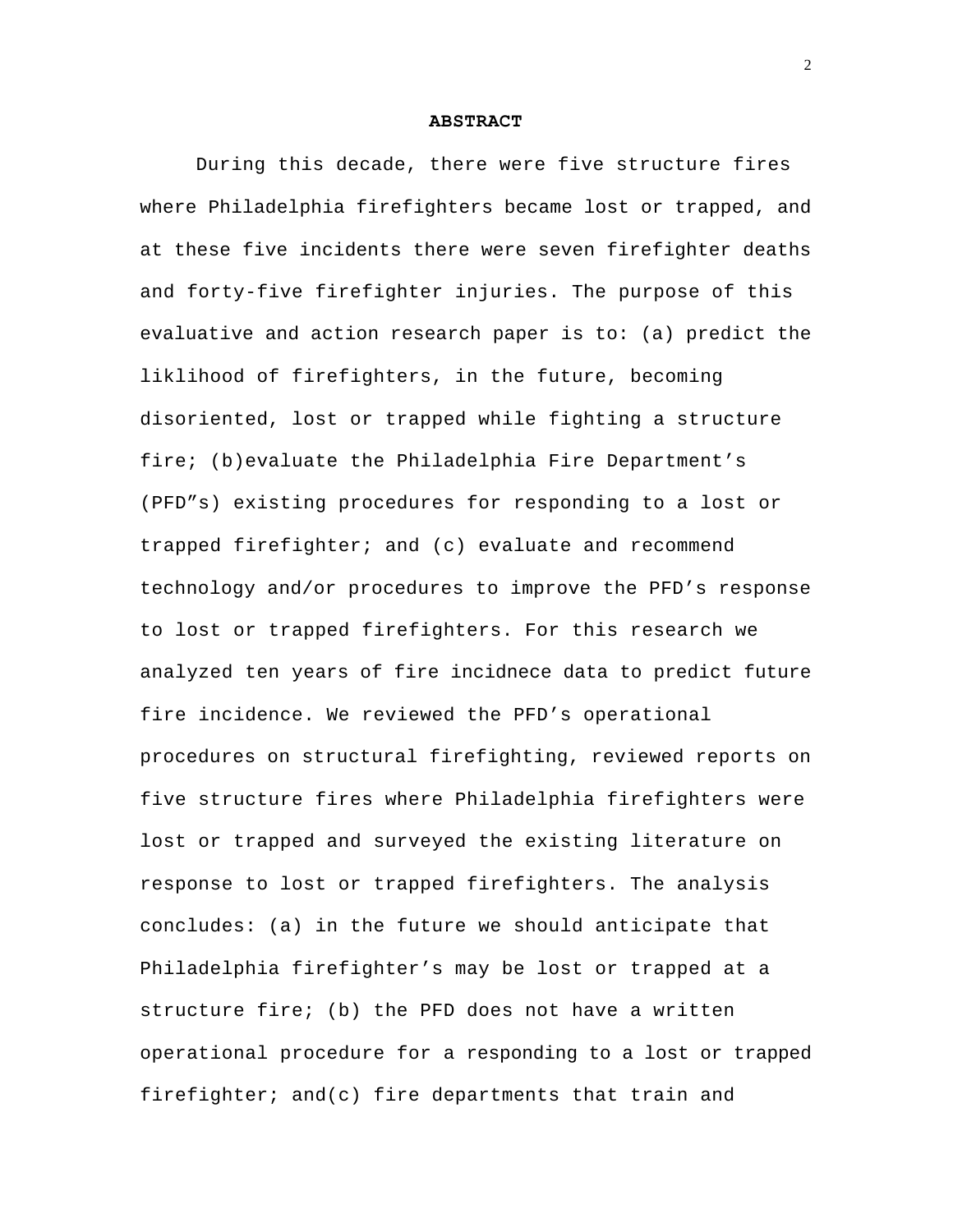**ABSTRACT**

During this decade, there were five structure fires where Philadelphia firefighters became lost or trapped, and at these five incidents there were seven firefighter deaths and forty-five firefighter injuries. The purpose of this evaluative and action research paper is to: (a) predict the liklihood of firefighters, in the future, becoming disoriented, lost or trapped while fighting a structure fire; (b)evaluate the Philadelphia Fire Department's (PFD"s) existing procedures for responding to a lost or trapped firefighter; and (c) evaluate and recommend technology and/or procedures to improve the PFD's response to lost or trapped firefighters. For this research we analyzed ten years of fire incidnece data to predict future fire incidence. We reviewed the PFD's operational procedures on structural firefighting, reviewed reports on five structure fires where Philadelphia firefighters were lost or trapped and surveyed the existing literature on response to lost or trapped firefighters. The analysis concludes: (a) in the future we should anticipate that Philadelphia firefighter's may be lost or trapped at a structure fire; (b) the PFD does not have a written operational procedure for a responding to a lost or trapped firefighter; and(c) fire departments that train and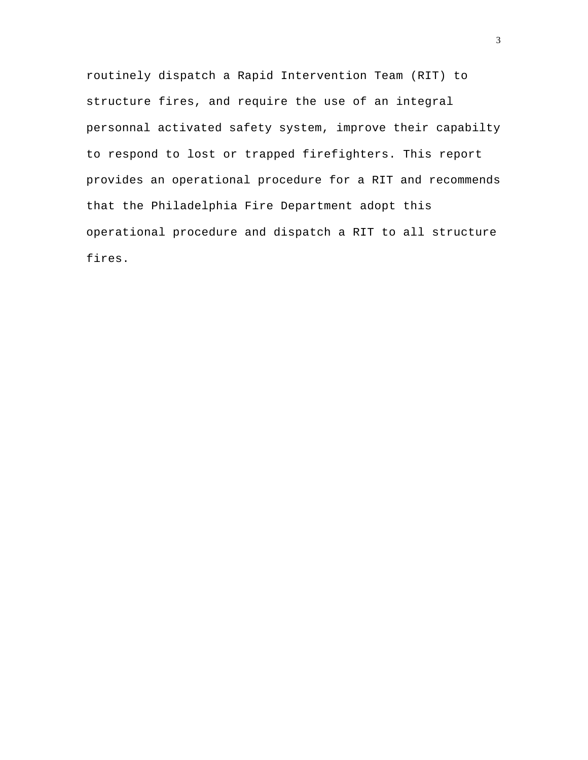routinely dispatch a Rapid Intervention Team (RIT) to structure fires, and require the use of an integral personnal activated safety system, improve their capabilty to respond to lost or trapped firefighters. This report provides an operational procedure for a RIT and recommends that the Philadelphia Fire Department adopt this operational procedure and dispatch a RIT to all structure fires.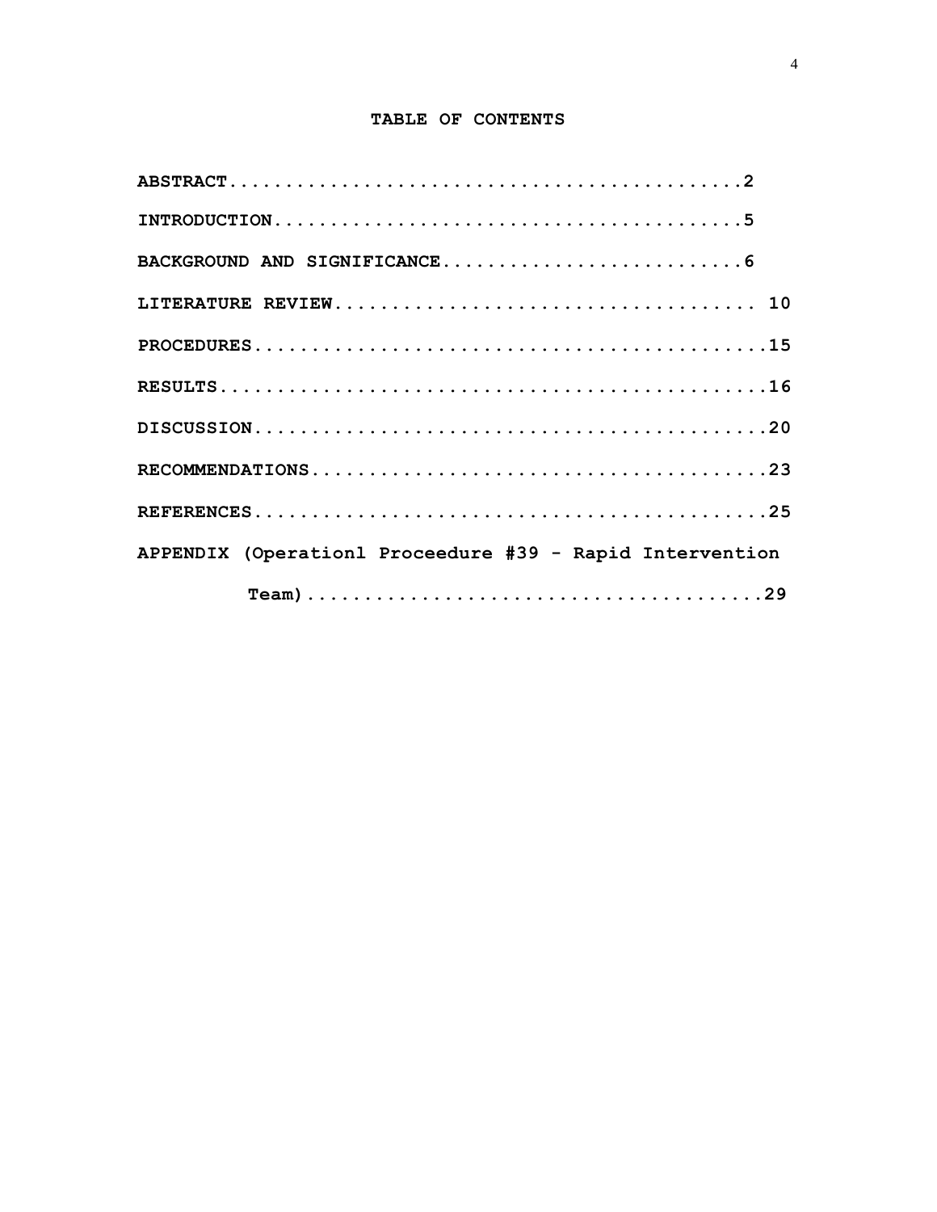## TABLE OF CONTENTS

**ABSTRACT............................................2**

**INTRODUCTION........................................5**

**BACKGROUND AND SIGNIFICANCE..........................6**

**LITERATURE REVIEW.................................. 10**

**PROCEDURES..........................................15**

**RESULTS.............................................16**

**DISCUSSION..........................................20**

**RECOMMENDATIONS.....................................23**

**REFERENCES..........................................25**

**APPENDIX (Operationl Proceedure #39 - Rapid Intervention Team)...................................29**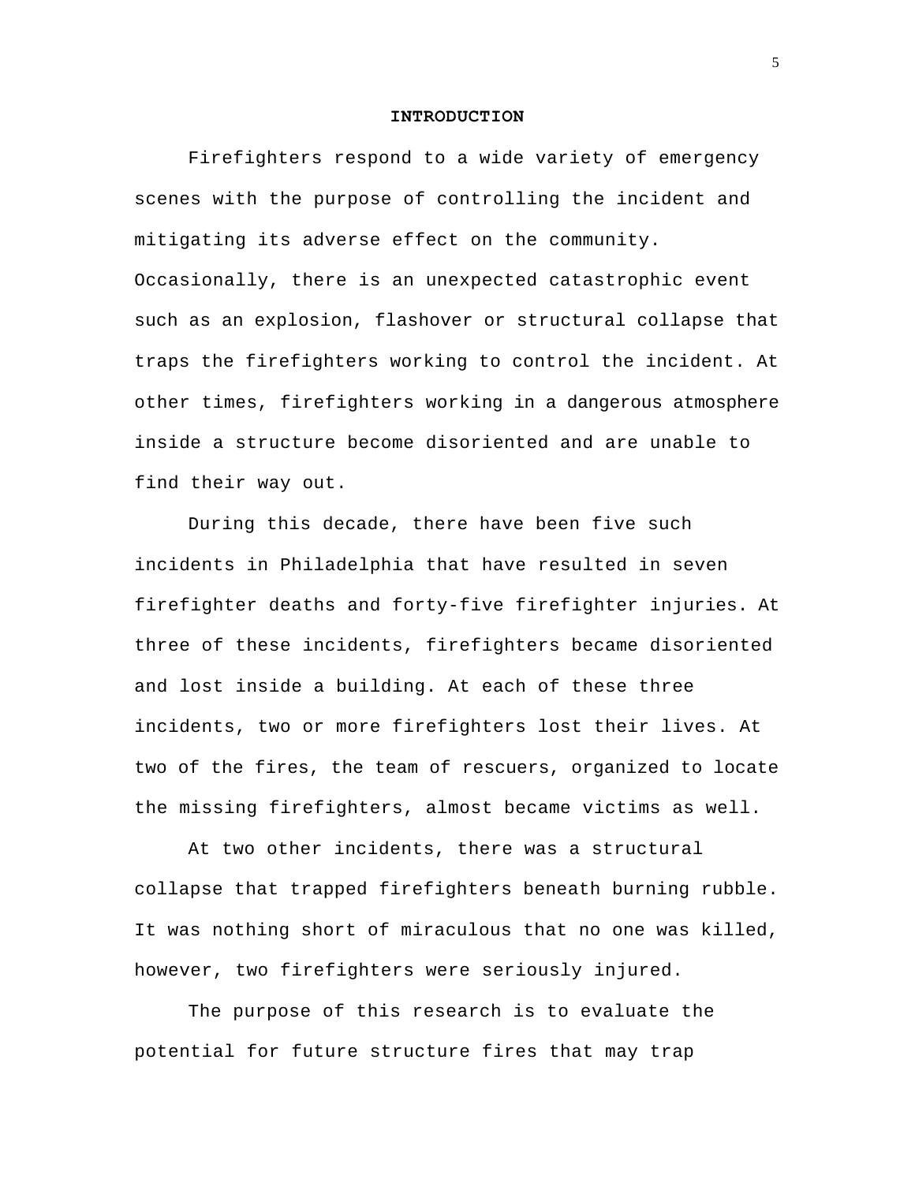## INTRODUCTION

Firefighters respond to a wide variety of emergency scenes with the purpose of controlling the incident and mitigating its adverse effect on the community. Occasionally, there is an unexpected catastrophic event such as an explosion, flashover or structural collapse that traps the firefighters working to control the incident. At other times, firefighters working in a dangerous atmosphere inside a structure become disoriented and are unable to find their way out.

During this decade, there have been five such incidents in Philadelphia that have resulted in seven firefighter deaths and forty-five firefighter injuries. At three of these incidents, firefighters became disoriented and lost inside a building. At each of these three incidents, two or more firefighters lost their lives. At two of the fires, the team of rescuers, organized to locate the missing firefighters, almost became victims as well.

At two other incidents, there was a structural collapse that trapped firefighters beneath burning rubble. It was nothing short of miraculous that no one was killed, however, two firefighters were seriously injured.

The purpose of this research is to evaluate the potential for future structure fires that may trap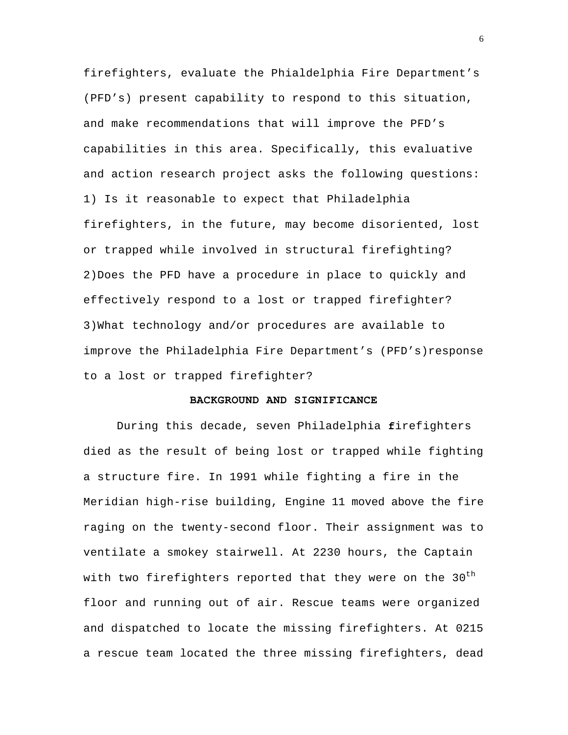firefighters, evaluate the Phialdelphia Fire Department's (PFD's) present capability to respond to this situation, and make recommendations that will improve the PFD's capabilities in this area. Specifically, this evaluative and action research project asks the following questions: 1) Is it reasonable to expect that Philadelphia firefighters, in the future, may become disoriented, lost or trapped while involved in structural firefighting? 2)Does the PFD have a procedure in place to quickly and effectively respond to a lost or trapped firefighter? 3)What technology and/or procedures are available to improve the Philadelphia Fire Department's (PFD's)response to a lost or trapped firefighter?

## BACKGROUND AND SIGNIFICANCE

During this decade, seven Philadelphia firefighters died as the result of being lost or trapped while fighting a structure fire. In 1991 while fighting a fire in the Meridian high-rise building, Engine 11 moved above the fire raging on the twenty-second floor. Their assignment was to ventilate a smokey stairwell. At 2230 hours, the Captain with two firefighters reported that they were on the 30th floor and running out of air. Rescue teams were organized and dispatched to locate the missing firefighters. At 0215 a rescue team located the three missing firefighters, dead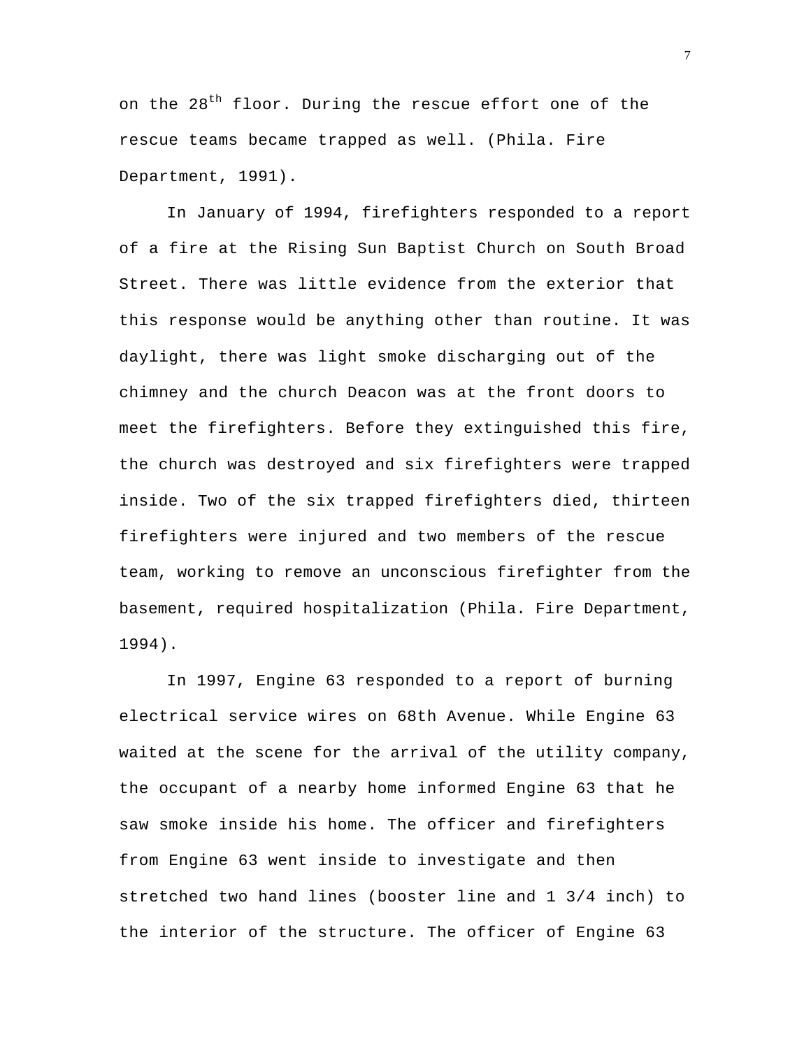on the 28th floor. During the rescue effort one of the rescue teams became trapped as well. (Phila. Fire Department, 1991).

In January of 1994, firefighters responded to a report of a fire at the Rising Sun Baptist Church on South Broad Street. There was little evidence from the exterior that this response would be anything other than routine. It was daylight, there was light smoke discharging out of the chimney and the church Deacon was at the front doors to meet the firefighters. Before they extinguished this fire, the church was destroyed and six firefighters were trapped inside. Two of the six trapped firefighters died, thirteen firefighters were injured and two members of the rescue team, working to remove an unconscious firefighter from the basement, required hospitalization (Phila. Fire Department, 1994).

In 1997, Engine 63 responded to a report of burning electrical service wires on 68th Avenue. While Engine 63 waited at the scene for the arrival of the utility company, the occupant of a nearby home informed Engine 63 that he saw smoke inside his home. The officer and firefighters from Engine 63 went inside to investigate and then stretched two hand lines (booster line and 1 3/4 inch) to the interior of the structure. The officer of Engine 63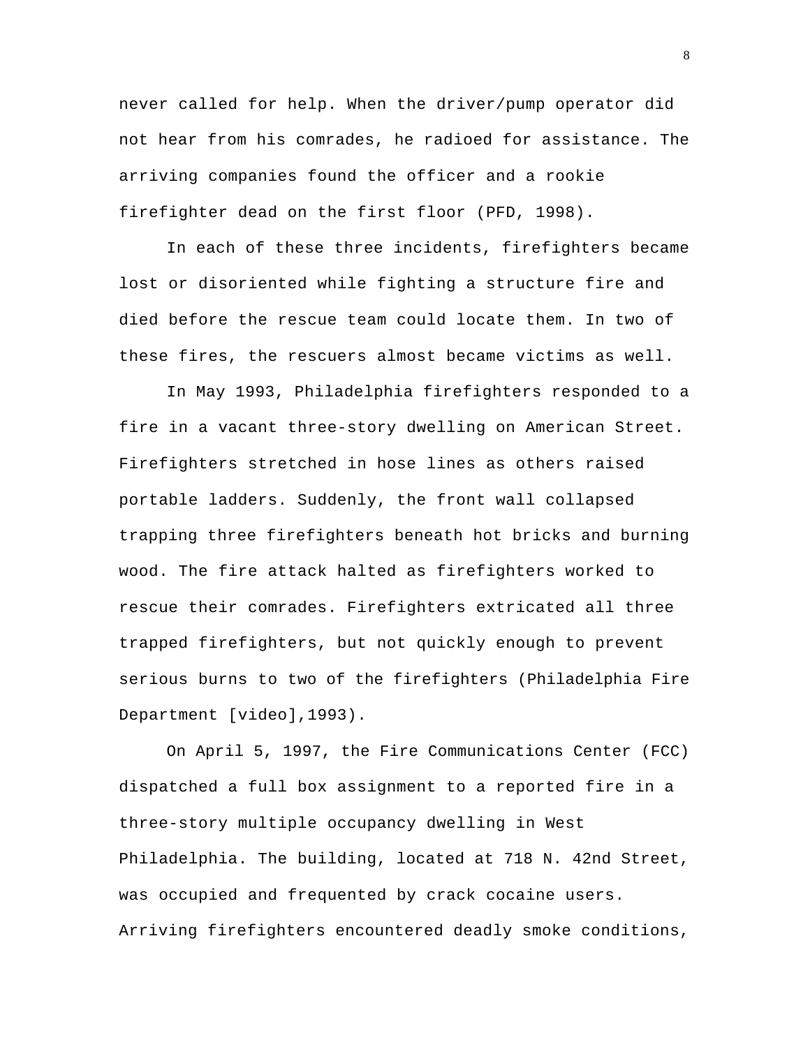never called for help. When the driver/pump operator did not hear from his comrades, he radioed for assistance. The arriving companies found the officer and a rookie firefighter dead on the first floor (PFD, 1998).

In each of these three incidents, firefighters became lost or disoriented while fighting a structure fire and died before the rescue team could locate them. In two of these fires, the rescuers almost became victims as well.

In May 1993, Philadelphia firefighters responded to a fire in a vacant three-story dwelling on American Street. Firefighters stretched in hose lines as others raised portable ladders. Suddenly, the front wall collapsed trapping three firefighters beneath hot bricks and burning wood. The fire attack halted as firefighters worked to rescue their comrades. Firefighters extricated all three trapped firefighters, but not quickly enough to prevent serious burns to two of the firefighters (Philadelphia Fire Department [video],1993).

On April 5, 1997, the Fire Communications Center (FCC) dispatched a full box assignment to a reported fire in a three-story multiple occupancy dwelling in West Philadelphia. The building, located at 718 N. 42nd Street, was occupied and frequented by crack cocaine users. Arriving firefighters encountered deadly smoke conditions,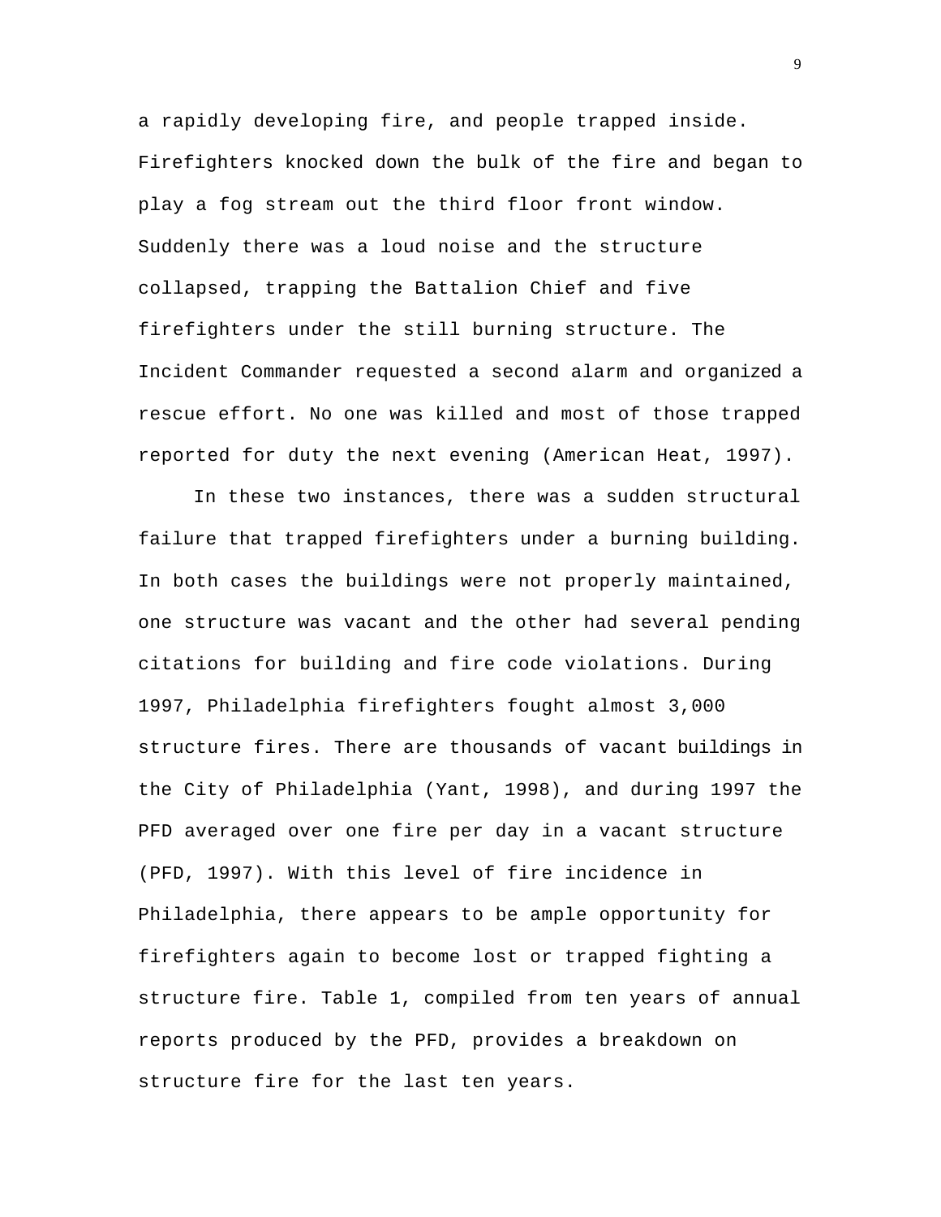a rapidly developing fire, and people trapped inside. Firefighters knocked down the bulk of the fire and began to play a fog stream out the third floor front window. Suddenly there was a loud noise and the structure collapsed, trapping the Battalion Chief and five firefighters under the still burning structure. The Incident Commander requested a second alarm and organized a rescue effort. No one was killed and most of those trapped reported for duty the next evening (American Heat, 1997).

In these two instances, there was a sudden structural failure that trapped firefighters under a burning building. In both cases the buildings were not properly maintained, one structure was vacant and the other had several pending citations for building and fire code violations. During 1997, Philadelphia firefighters fought almost 3,000 structure fires. There are thousands of vacant buildings in the City of Philadelphia (Yant, 1998), and during 1997 the PFD averaged over one fire per day in a vacant structure (PFD, 1997). With this level of fire incidence in Philadelphia, there appears to be ample opportunity for firefighters again to become lost or trapped fighting a structure fire. Table 1, compiled from ten years of annual reports produced by the PFD, provides a breakdown on structure fire for the last ten years.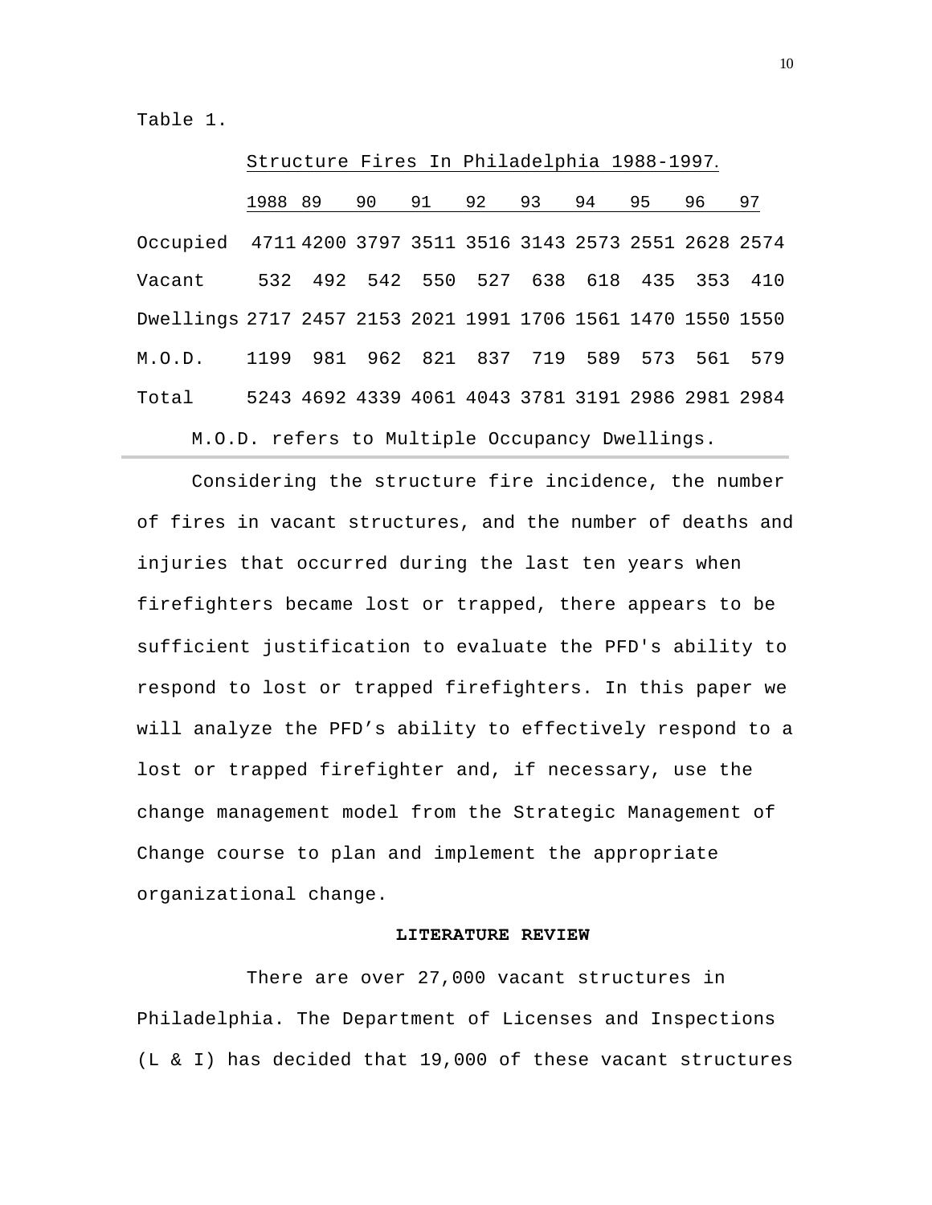Table 1.

Structure Fires In Philadelphia 1988-1997.

| | 1988 | 89 | 90 | 91 | 92 | 93 | 94 | 95 | 96 | 97 |
|---|---|---|---|---|---|---|---|---|---|---|
| Occupied | 4711 | 4200 | 3797 | 3511 | 3516 | 3143 | 2573 | 2551 | 2628 | 2574 |
| Vacant | 532 | 492 | 542 | 550 | 527 | 638 | 618 | 435 | 353 | 410 |
| Dwellings | 2717 | 2457 | 2153 | 2021 | 1991 | 1706 | 1561 | 1470 | 1550 | 1550 |
| M.O.D. | 1199 | 981 | 962 | 821 | 837 | 719 | 589 | 573 | 561 | 579 |
| Total | 5243 | 4692 | 4339 | 4061 | 4043 | 3781 | 3191 | 2986 | 2981 | 2984 |

M.O.D. refers to Multiple Occupancy Dwellings.

Considering the structure fire incidence, the number of fires in vacant structures, and the number of deaths and injuries that occurred during the last ten years when firefighters became lost or trapped, there appears to be sufficient justification to evaluate the PFD's ability to respond to lost or trapped firefighters. In this paper we will analyze the PFD's ability to effectively respond to a lost or trapped firefighter and, if necessary, use the change management model from the Strategic Management of Change course to plan and implement the appropriate organizational change.

## LITERATURE REVIEW

There are over 27,000 vacant structures in Philadelphia. The Department of Licenses and Inspections (L & I) has decided that 19,000 of these vacant structures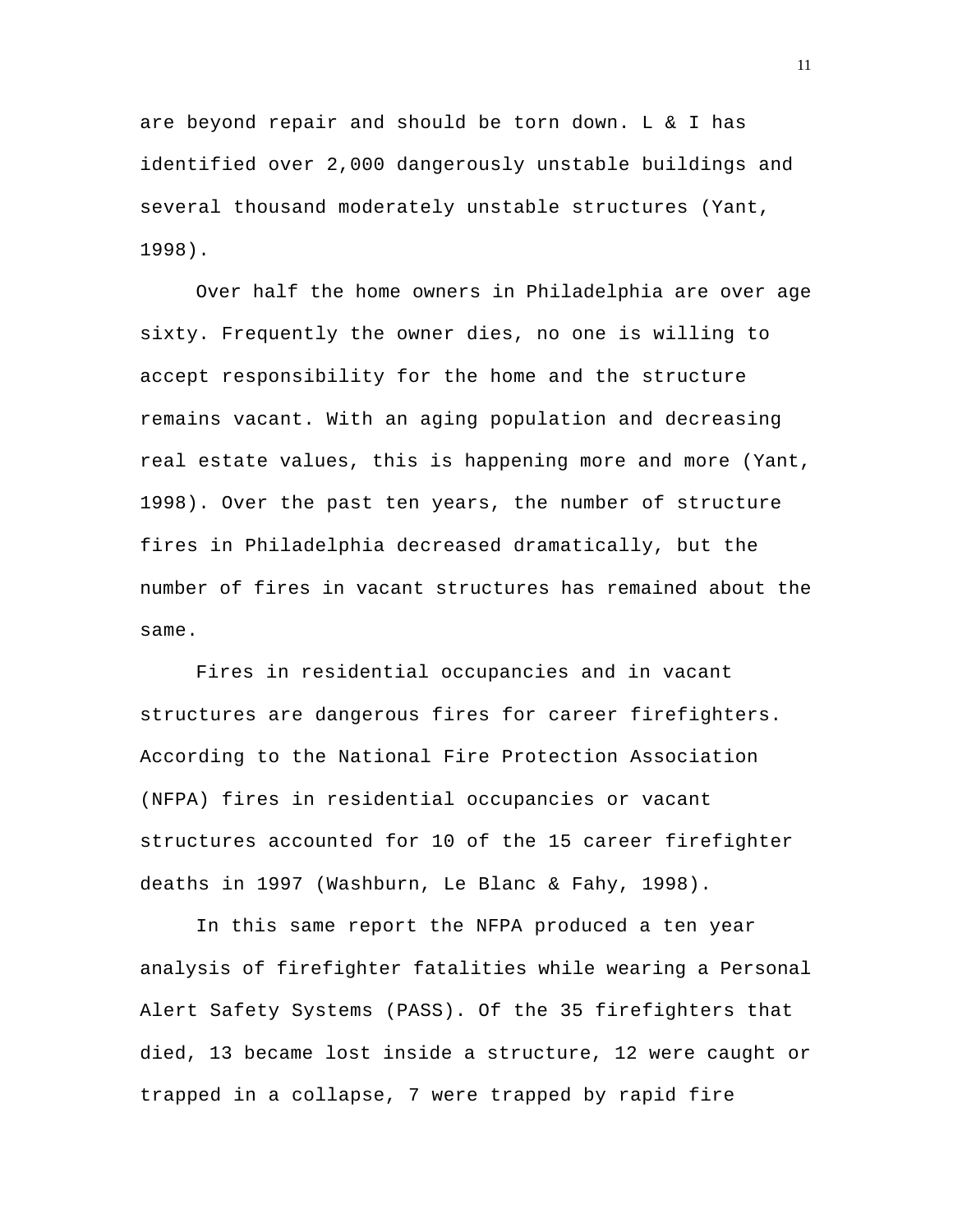are beyond repair and should be torn down. L & I has identified over 2,000 dangerously unstable buildings and several thousand moderately unstable structures (Yant, 1998).

Over half the home owners in Philadelphia are over age sixty. Frequently the owner dies, no one is willing to accept responsibility for the home and the structure remains vacant. With an aging population and decreasing real estate values, this is happening more and more (Yant, 1998). Over the past ten years, the number of structure fires in Philadelphia decreased dramatically, but the number of fires in vacant structures has remained about the same.

Fires in residential occupancies and in vacant structures are dangerous fires for career firefighters. According to the National Fire Protection Association (NFPA) fires in residential occupancies or vacant structures accounted for 10 of the 15 career firefighter deaths in 1997 (Washburn, Le Blanc & Fahy, 1998).

In this same report the NFPA produced a ten year analysis of firefighter fatalities while wearing a Personal Alert Safety Systems (PASS). Of the 35 firefighters that died, 13 became lost inside a structure, 12 were caught or trapped in a collapse, 7 were trapped by rapid fire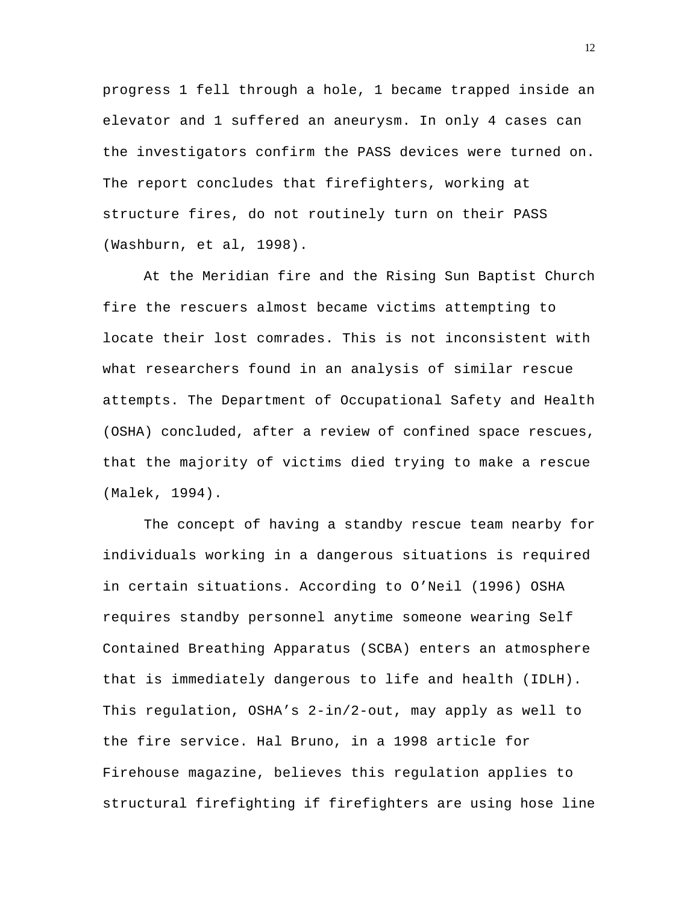progress 1 fell through a hole, 1 became trapped inside an elevator and 1 suffered an aneurysm. In only 4 cases can the investigators confirm the PASS devices were turned on. The report concludes that firefighters, working at structure fires, do not routinely turn on their PASS (Washburn, et al, 1998).

At the Meridian fire and the Rising Sun Baptist Church fire the rescuers almost became victims attempting to locate their lost comrades. This is not inconsistent with what researchers found in an analysis of similar rescue attempts. The Department of Occupational Safety and Health (OSHA) concluded, after a review of confined space rescues, that the majority of victims died trying to make a rescue (Malek, 1994).

The concept of having a standby rescue team nearby for individuals working in a dangerous situations is required in certain situations. According to O'Neil (1996) OSHA requires standby personnel anytime someone wearing Self Contained Breathing Apparatus (SCBA) enters an atmosphere that is immediately dangerous to life and health (IDLH). This regulation, OSHA's 2-in/2-out, may apply as well to the fire service. Hal Bruno, in a 1998 article for Firehouse magazine, believes this regulation applies to structural firefighting if firefighters are using hose line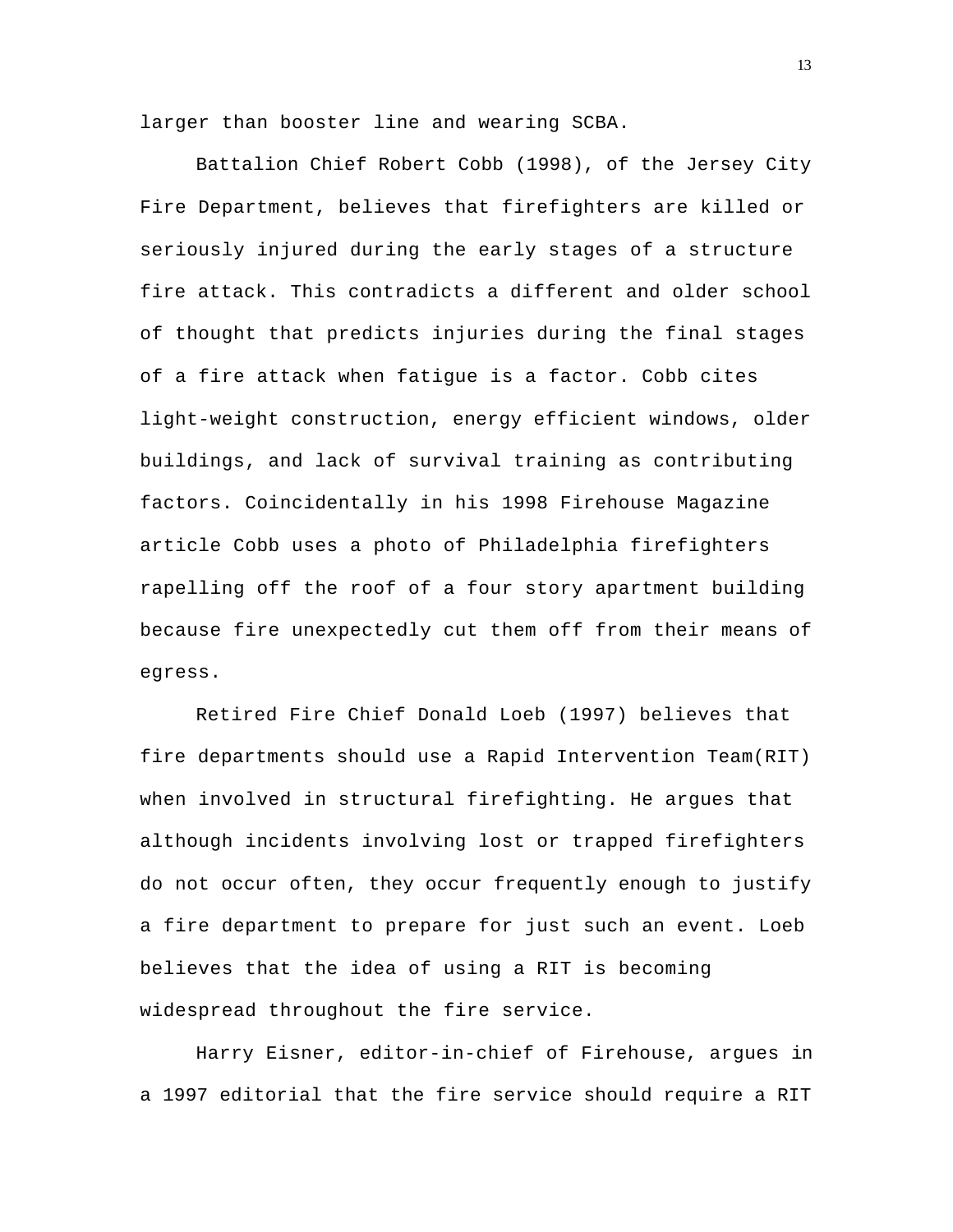larger than booster line and wearing SCBA.

Battalion Chief Robert Cobb (1998), of the Jersey City Fire Department, believes that firefighters are killed or seriously injured during the early stages of a structure fire attack. This contradicts a different and older school of thought that predicts injuries during the final stages of a fire attack when fatigue is a factor. Cobb cites light-weight construction, energy efficient windows, older buildings, and lack of survival training as contributing factors. Coincidentally in his 1998 Firehouse Magazine article Cobb uses a photo of Philadelphia firefighters rapelling off the roof of a four story apartment building because fire unexpectedly cut them off from their means of egress.

Retired Fire Chief Donald Loeb (1997) believes that fire departments should use a Rapid Intervention Team(RIT) when involved in structural firefighting. He argues that although incidents involving lost or trapped firefighters do not occur often, they occur frequently enough to justify a fire department to prepare for just such an event. Loeb believes that the idea of using a RIT is becoming widespread throughout the fire service.

Harry Eisner, editor-in-chief of Firehouse, argues in a 1997 editorial that the fire service should require a RIT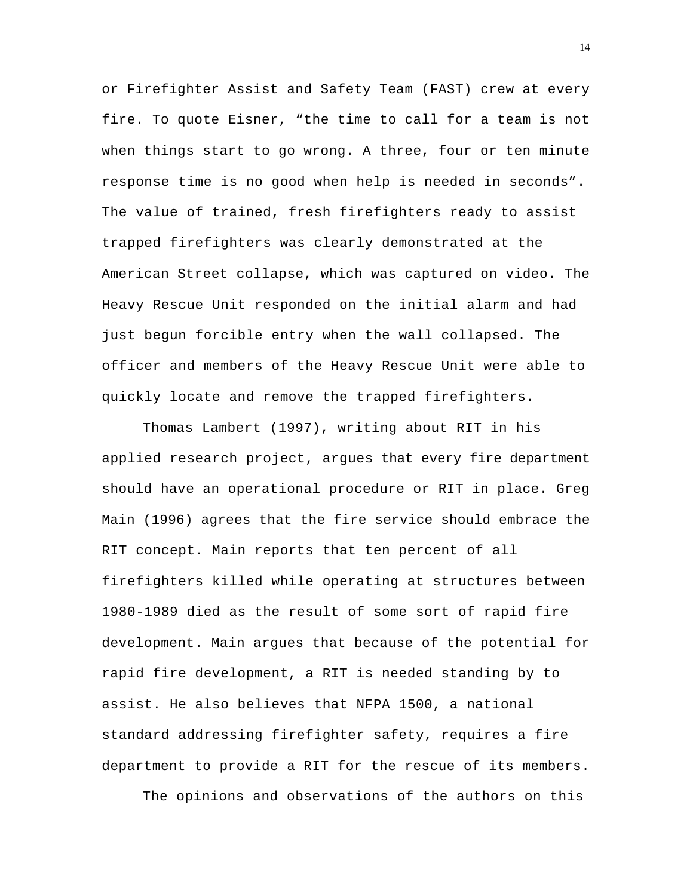or Firefighter Assist and Safety Team (FAST) crew at every fire. To quote Eisner, “the time to call for a team is not when things start to go wrong. A three, four or ten minute response time is no good when help is needed in seconds”. The value of trained, fresh firefighters ready to assist trapped firefighters was clearly demonstrated at the American Street collapse, which was captured on video. The Heavy Rescue Unit responded on the initial alarm and had just begun forcible entry when the wall collapsed. The officer and members of the Heavy Rescue Unit were able to quickly locate and remove the trapped firefighters.

Thomas Lambert (1997), writing about RIT in his applied research project, argues that every fire department should have an operational procedure or RIT in place. Greg Main (1996) agrees that the fire service should embrace the RIT concept. Main reports that ten percent of all firefighters killed while operating at structures between 1980-1989 died as the result of some sort of rapid fire development. Main argues that because of the potential for rapid fire development, a RIT is needed standing by to assist. He also believes that NFPA 1500, a national standard addressing firefighter safety, requires a fire department to provide a RIT for the rescue of its members.

The opinions and observations of the authors on this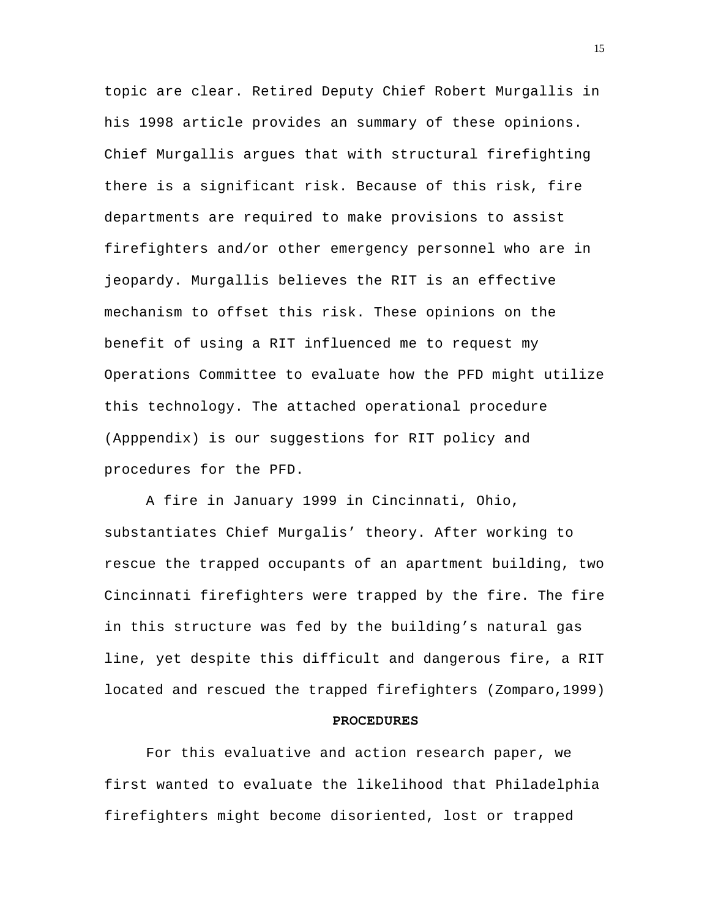topic are clear. Retired Deputy Chief Robert Murgallis in his 1998 article provides an summary of these opinions. Chief Murgallis argues that with structural firefighting there is a significant risk. Because of this risk, fire departments are required to make provisions to assist firefighters and/or other emergency personnel who are in jeopardy. Murgallis believes the RIT is an effective mechanism to offset this risk. These opinions on the benefit of using a RIT influenced me to request my Operations Committee to evaluate how the PFD might utilize this technology. The attached operational procedure (Apppendix) is our suggestions for RIT policy and procedures for the PFD.

A fire in January 1999 in Cincinnati, Ohio, substantiates Chief Murgalis' theory. After working to rescue the trapped occupants of an apartment building, two Cincinnati firefighters were trapped by the fire. The fire in this structure was fed by the building's natural gas line, yet despite this difficult and dangerous fire, a RIT located and rescued the trapped firefighters (Zomparo,1999)

## PROCEDURES

For this evaluative and action research paper, we first wanted to evaluate the likelihood that Philadelphia firefighters might become disoriented, lost or trapped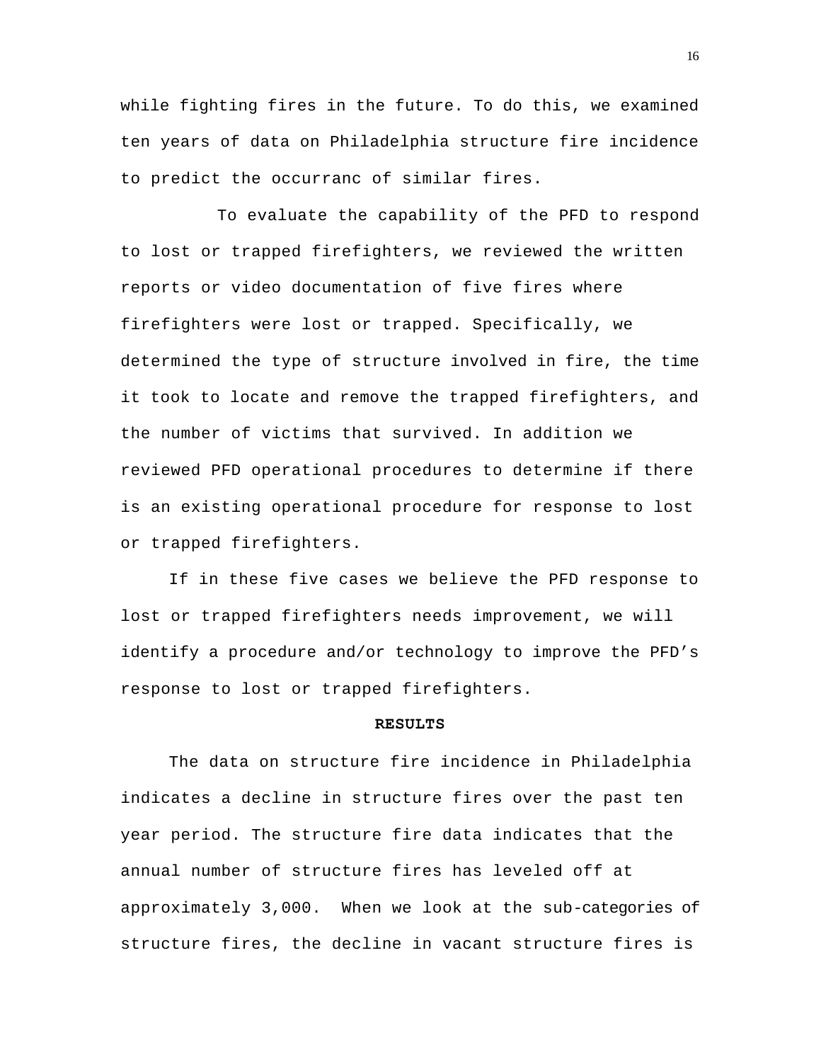while fighting fires in the future. To do this, we examined ten years of data on Philadelphia structure fire incidence to predict the occurranc of similar fires.

To evaluate the capability of the PFD to respond to lost or trapped firefighters, we reviewed the written reports or video documentation of five fires where firefighters were lost or trapped. Specifically, we determined the type of structure involved in fire, the time it took to locate and remove the trapped firefighters, and the number of victims that survived. In addition we reviewed PFD operational procedures to determine if there is an existing operational procedure for response to lost or trapped firefighters.

If in these five cases we believe the PFD response to lost or trapped firefighters needs improvement, we will identify a procedure and/or technology to improve the PFD's response to lost or trapped firefighters.

## RESULTS

The data on structure fire incidence in Philadelphia indicates a decline in structure fires over the past ten year period. The structure fire data indicates that the annual number of structure fires has leveled off at approximately 3,000. When we look at the sub-categories of structure fires, the decline in vacant structure fires is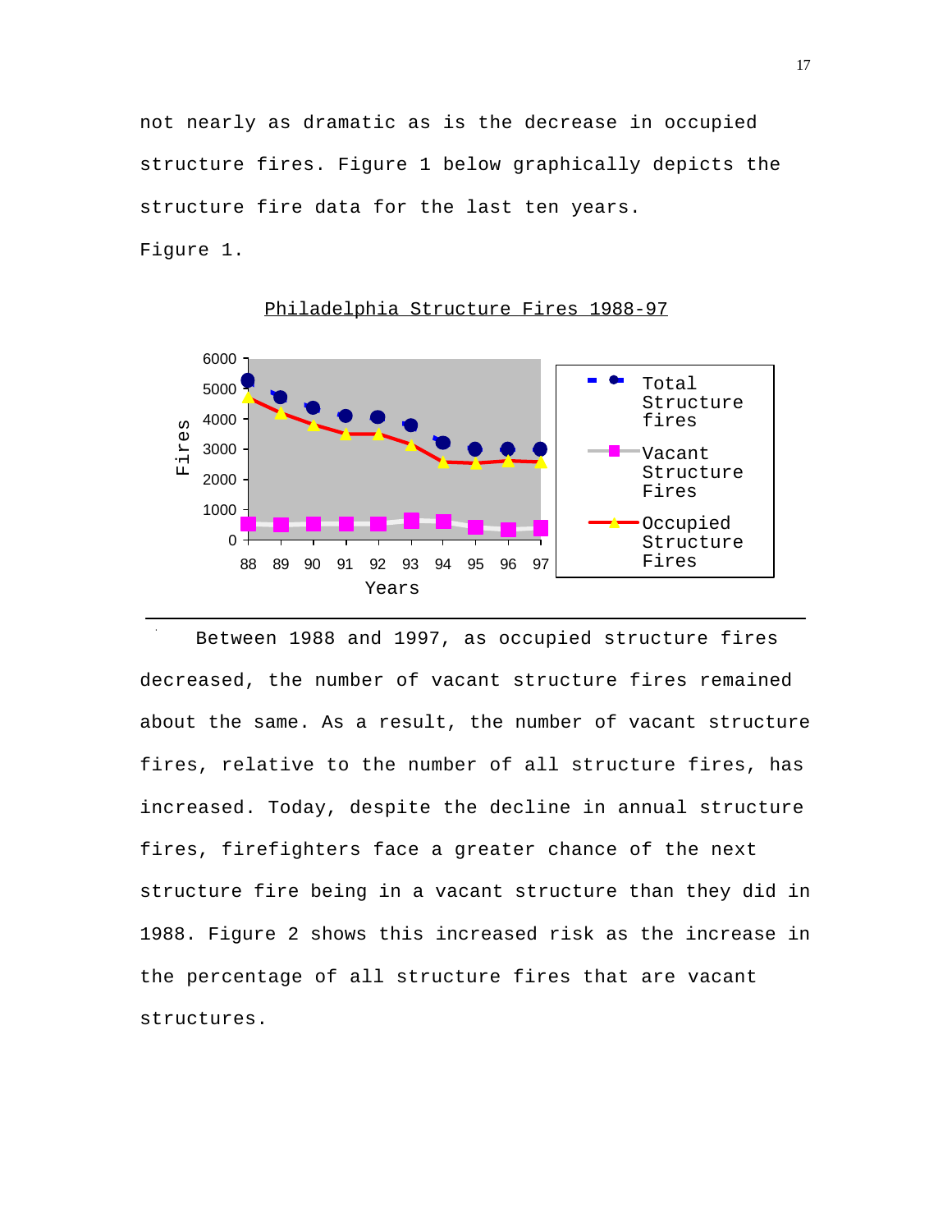not nearly as dramatic as is the decrease in occupied structure fires. Figure 1 below graphically depicts the structure fire data for the last ten years.

Figure 1.

Philadelphia Structure Fires 1988-97

Between 1988 and 1997, as occupied structure fires decreased, the number of vacant structure fires remained about the same. As a result, the number of vacant structure fires, relative to the number of all structure fires, has increased. Today, despite the decline in annual structure fires, firefighters face a greater chance of the next structure fire being in a vacant structure than they did in 1988. Figure 2 shows this increased risk as the increase in the percentage of all structure fires that are vacant structures.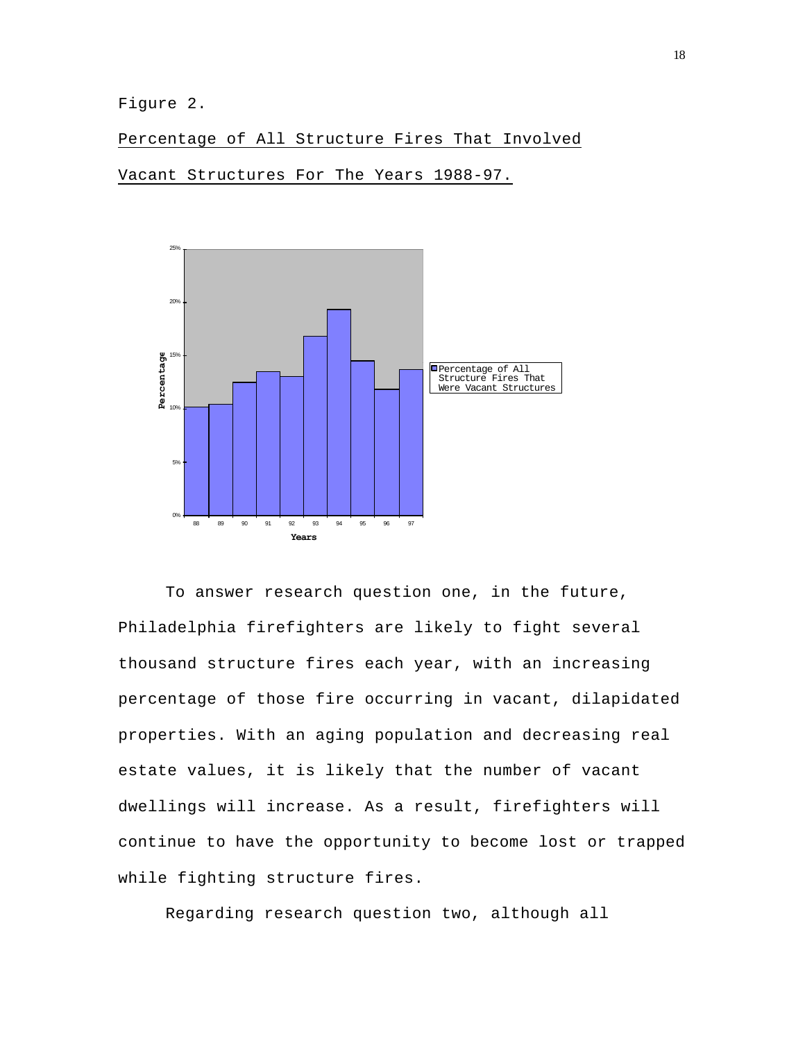Figure 2.

Percentage of All Structure Fires That Involved Vacant Structures For The Years 1988-97.

To answer research question one, in the future, Philadelphia firefighters are likely to fight several thousand structure fires each year, with an increasing percentage of those fire occurring in vacant, dilapidated properties. With an aging population and decreasing real estate values, it is likely that the number of vacant dwellings will increase. As a result, firefighters will continue to have the opportunity to become lost or trapped while fighting structure fires.

Regarding research question two, although all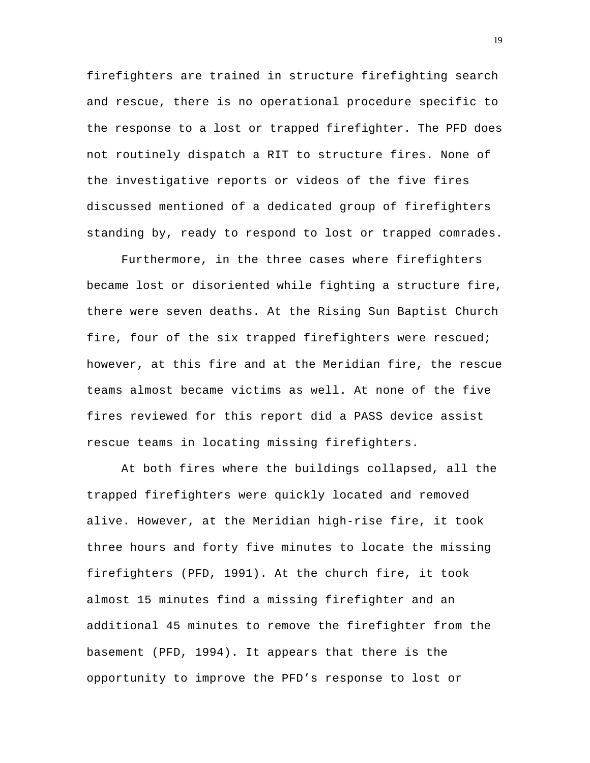firefighters are trained in structure firefighting search and rescue, there is no operational procedure specific to the response to a lost or trapped firefighter. The PFD does not routinely dispatch a RIT to structure fires. None of the investigative reports or videos of the five fires discussed mentioned of a dedicated group of firefighters standing by, ready to respond to lost or trapped comrades.

Furthermore, in the three cases where firefighters became lost or disoriented while fighting a structure fire, there were seven deaths. At the Rising Sun Baptist Church fire, four of the six trapped firefighters were rescued; however, at this fire and at the Meridian fire, the rescue teams almost became victims as well. At none of the five fires reviewed for this report did a PASS device assist rescue teams in locating missing firefighters.

At both fires where the buildings collapsed, all the trapped firefighters were quickly located and removed alive. However, at the Meridian high-rise fire, it took three hours and forty five minutes to locate the missing firefighters (PFD, 1991). At the church fire, it took almost 15 minutes find a missing firefighter and an additional 45 minutes to remove the firefighter from the basement (PFD, 1994). It appears that there is the opportunity to improve the PFD’s response to lost or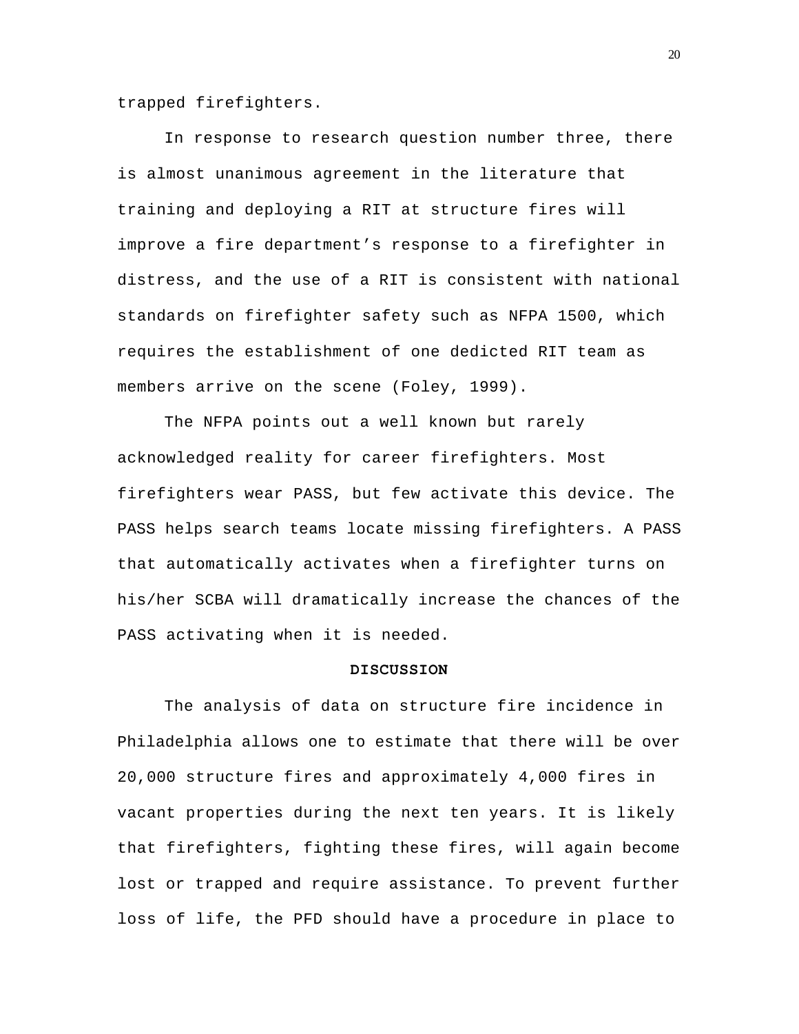trapped firefighters.

In response to research question number three, there is almost unanimous agreement in the literature that training and deploying a RIT at structure fires will improve a fire department's response to a firefighter in distress, and the use of a RIT is consistent with national standards on firefighter safety such as NFPA 1500, which requires the establishment of one dedicted RIT team as members arrive on the scene (Foley, 1999).

The NFPA points out a well known but rarely acknowledged reality for career firefighters. Most firefighters wear PASS, but few activate this device. The PASS helps search teams locate missing firefighters. A PASS that automatically activates when a firefighter turns on his/her SCBA will dramatically increase the chances of the PASS activating when it is needed.

## DISCUSSION

The analysis of data on structure fire incidence in Philadelphia allows one to estimate that there will be over 20,000 structure fires and approximately 4,000 fires in vacant properties during the next ten years. It is likely that firefighters, fighting these fires, will again become lost or trapped and require assistance. To prevent further loss of life, the PFD should have a procedure in place to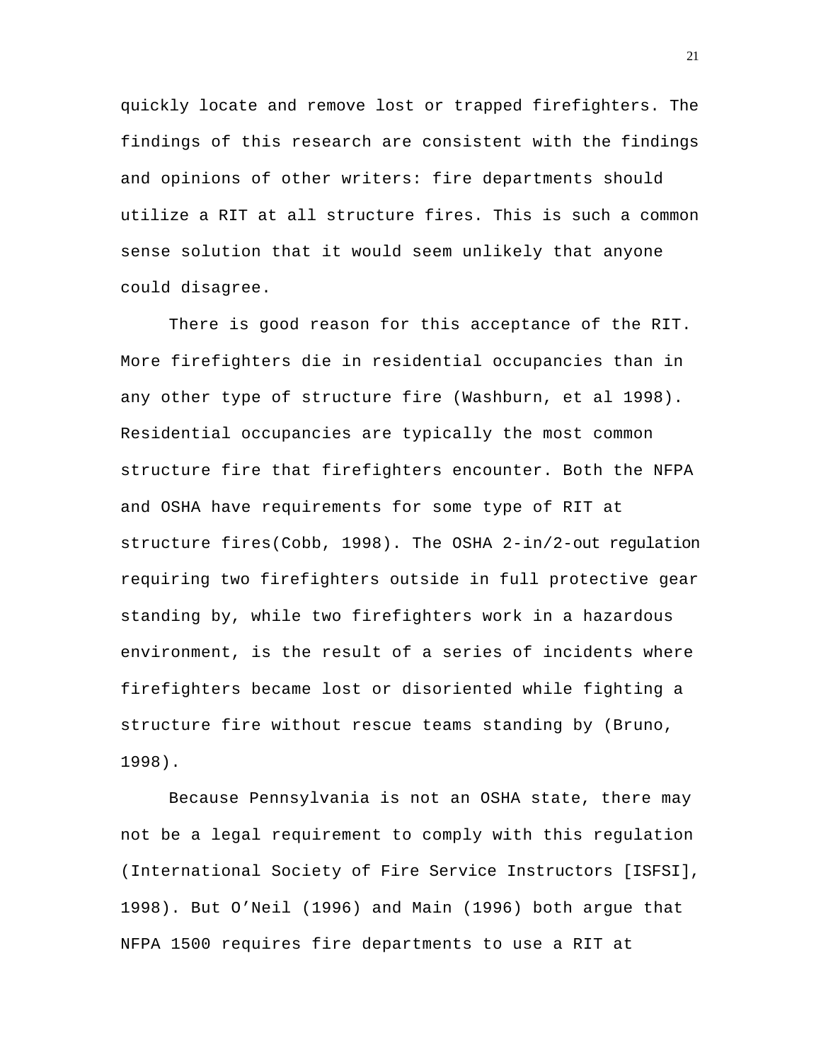quickly locate and remove lost or trapped firefighters. The findings of this research are consistent with the findings and opinions of other writers: fire departments should utilize a RIT at all structure fires. This is such a common sense solution that it would seem unlikely that anyone could disagree.

There is good reason for this acceptance of the RIT. More firefighters die in residential occupancies than in any other type of structure fire (Washburn, et al 1998). Residential occupancies are typically the most common structure fire that firefighters encounter. Both the NFPA and OSHA have requirements for some type of RIT at structure fires(Cobb, 1998). The OSHA 2-in/2-out regulation requiring two firefighters outside in full protective gear standing by, while two firefighters work in a hazardous environment, is the result of a series of incidents where firefighters became lost or disoriented while fighting a structure fire without rescue teams standing by (Bruno, 1998).

Because Pennsylvania is not an OSHA state, there may not be a legal requirement to comply with this regulation (International Society of Fire Service Instructors [ISFSI], 1998). But O'Neil (1996) and Main (1996) both argue that NFPA 1500 requires fire departments to use a RIT at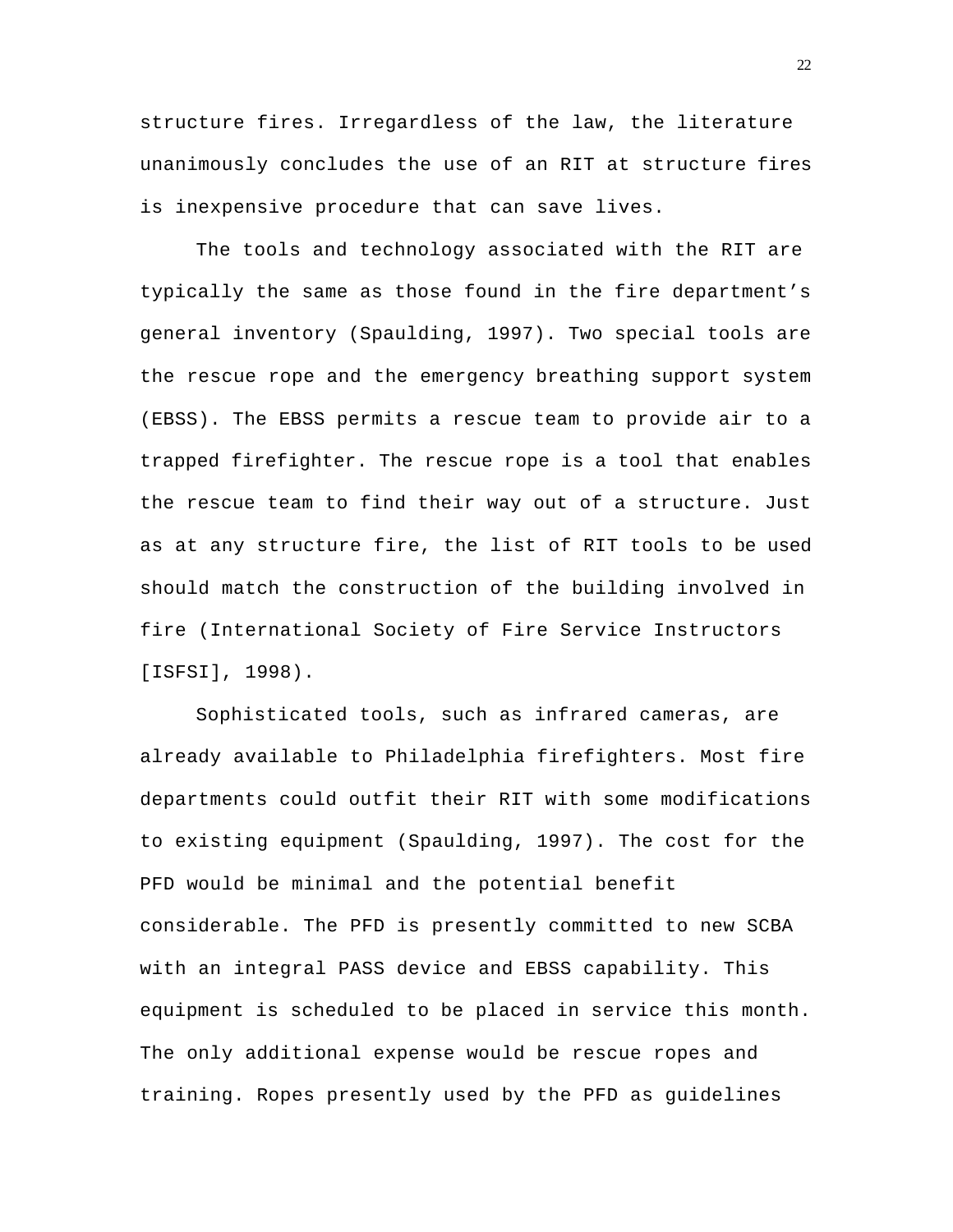structure fires. Irregardless of the law, the literature unanimously concludes the use of an RIT at structure fires is inexpensive procedure that can save lives.

The tools and technology associated with the RIT are typically the same as those found in the fire department's general inventory (Spaulding, 1997). Two special tools are the rescue rope and the emergency breathing support system (EBSS). The EBSS permits a rescue team to provide air to a trapped firefighter. The rescue rope is a tool that enables the rescue team to find their way out of a structure. Just as at any structure fire, the list of RIT tools to be used should match the construction of the building involved in fire (International Society of Fire Service Instructors [ISFSI], 1998).

Sophisticated tools, such as infrared cameras, are already available to Philadelphia firefighters. Most fire departments could outfit their RIT with some modifications to existing equipment (Spaulding, 1997). The cost for the PFD would be minimal and the potential benefit considerable. The PFD is presently committed to new SCBA with an integral PASS device and EBSS capability. This equipment is scheduled to be placed in service this month. The only additional expense would be rescue ropes and training. Ropes presently used by the PFD as guidelines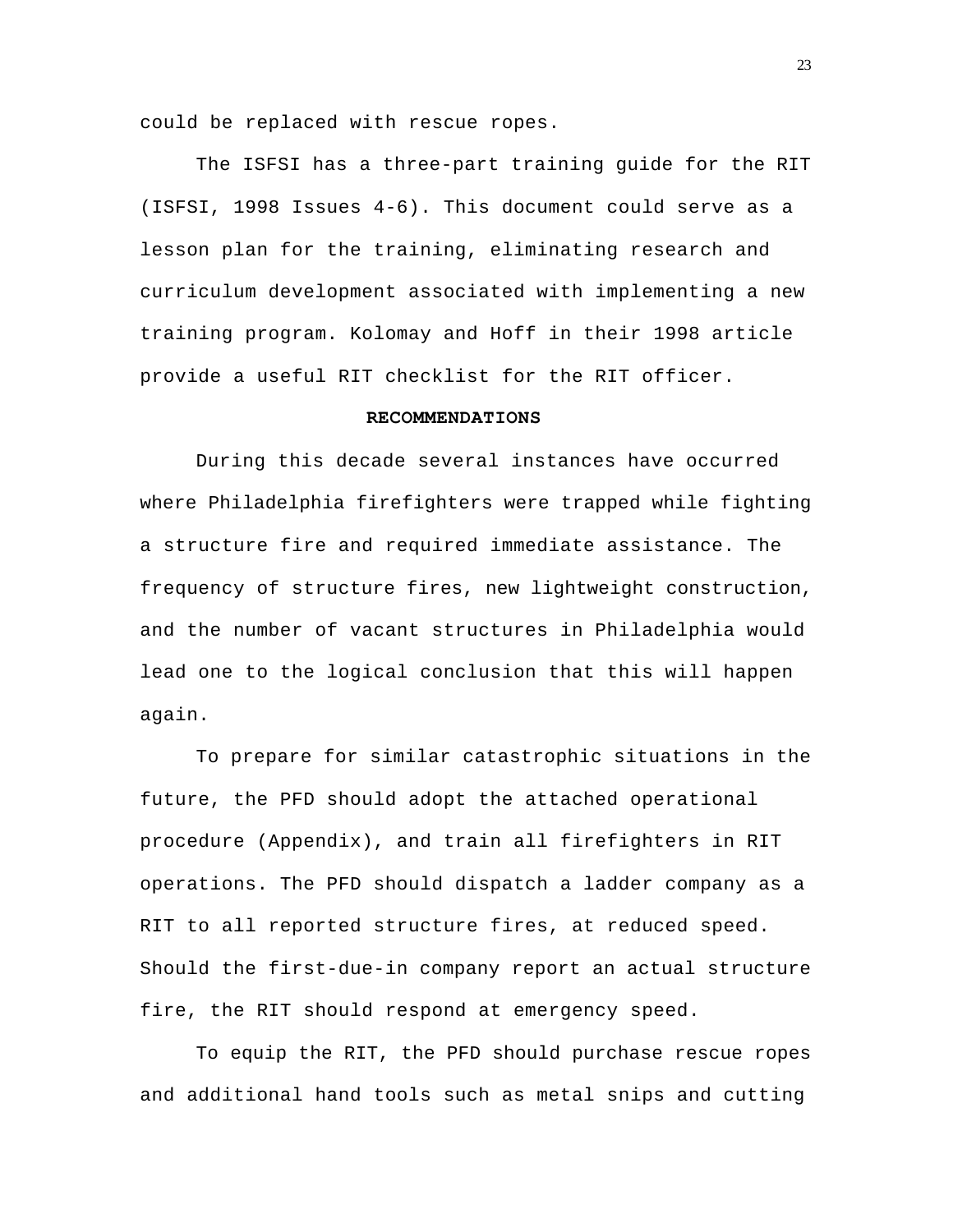could be replaced with rescue ropes.

The ISFSI has a three-part training guide for the RIT (ISFSI, 1998 Issues 4-6). This document could serve as a lesson plan for the training, eliminating research and curriculum development associated with implementing a new training program. Kolomay and Hoff in their 1998 article provide a useful RIT checklist for the RIT officer.

## RECOMMENDATIONS

During this decade several instances have occurred where Philadelphia firefighters were trapped while fighting a structure fire and required immediate assistance. The frequency of structure fires, new lightweight construction, and the number of vacant structures in Philadelphia would lead one to the logical conclusion that this will happen again.

To prepare for similar catastrophic situations in the future, the PFD should adopt the attached operational procedure (Appendix), and train all firefighters in RIT operations. The PFD should dispatch a ladder company as a RIT to all reported structure fires, at reduced speed. Should the first-due-in company report an actual structure fire, the RIT should respond at emergency speed.

To equip the RIT, the PFD should purchase rescue ropes and additional hand tools such as metal snips and cutting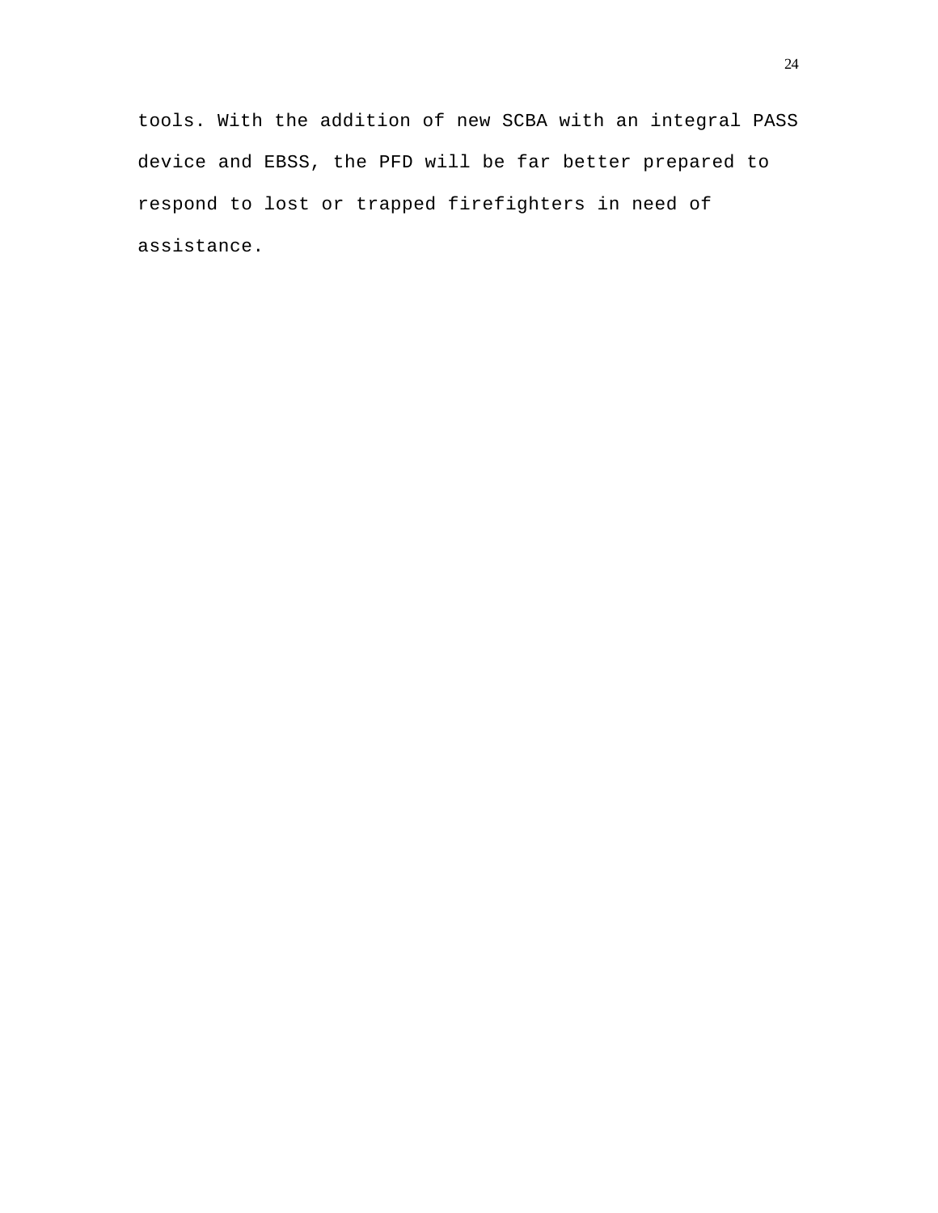tools. With the addition of new SCBA with an integral PASS device and EBSS, the PFD will be far better prepared to respond to lost or trapped firefighters in need of assistance.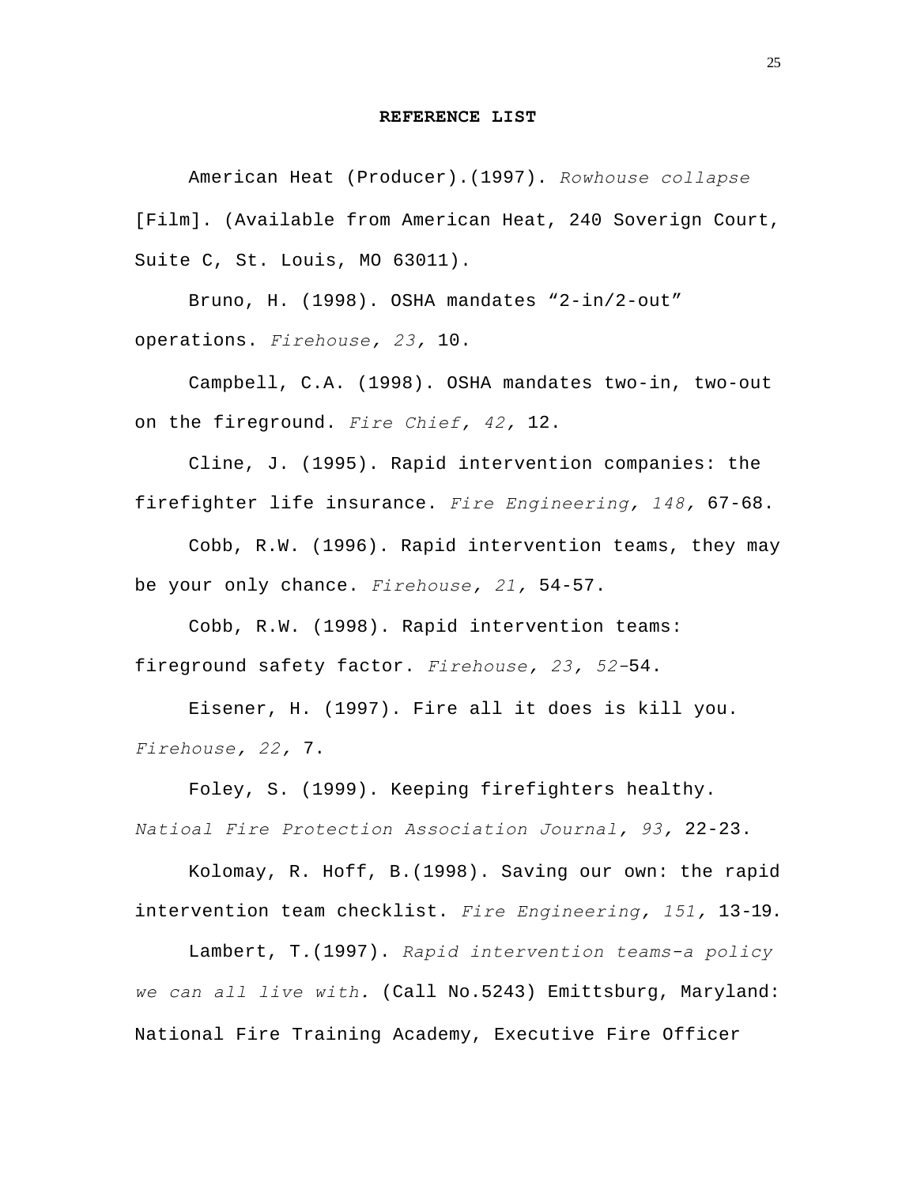**REFERENCE LIST**

American Heat (Producer).(1997). *Rowhouse collapse* [Film]. (Available from American Heat, 240 Soverign Court, Suite C, St. Louis, MO 63011).

Bruno, H. (1998). OSHA mandates “2-in/2-out” operations. *Firehouse, 23,* 10.

Campbell, C.A. (1998). OSHA mandates two-in, two-out on the fireground. *Fire Chief, 42,* 12.

Cline, J. (1995). Rapid intervention companies: the firefighter life insurance. *Fire Engineering, 148,* 67-68.

Cobb, R.W. (1996). Rapid intervention teams, they may be your only chance. *Firehouse, 21,* 54-57.

Cobb, R.W. (1998). Rapid intervention teams: fireground safety factor. *Firehouse, 23, 52–*54.

Eisener, H. (1997). Fire all it does is kill you. *Firehouse, 22,* 7.

Foley, S. (1999). Keeping firefighters healthy. *Natioal Fire Protection Association Journal, 93,* 22-23.

Kolomay, R. Hoff, B.(1998). Saving our own: the rapid intervention team checklist. *Fire Engineering, 151,* 13-19.

Lambert, T.(1997). *Rapid intervention teams–a policy we can all live with.* (Call No.5243) Emittsburg, Maryland: National Fire Training Academy, Executive Fire Officer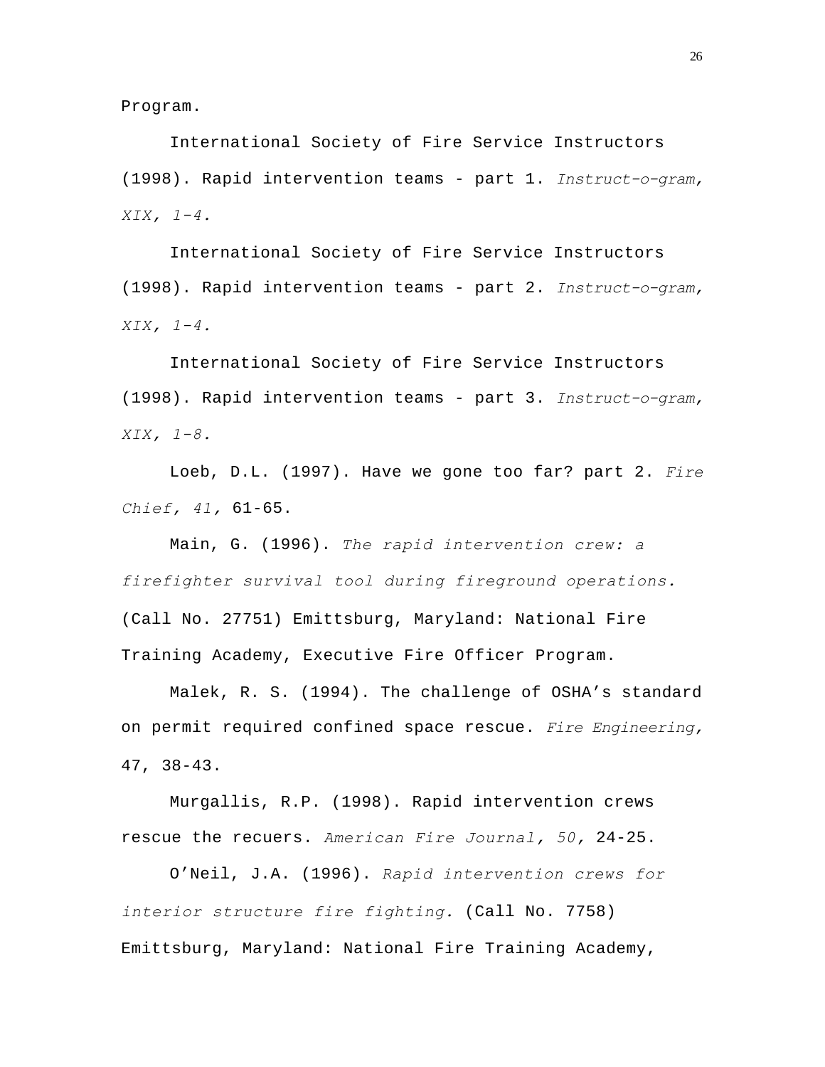Program.

International Society of Fire Service Instructors (1998). Rapid intervention teams - part 1. *Instruct-o-gram, XIX, 1-4.*

International Society of Fire Service Instructors (1998). Rapid intervention teams - part 2. *Instruct-o-gram, XIX, 1-4.*

International Society of Fire Service Instructors (1998). Rapid intervention teams - part 3. *Instruct-o-gram, XIX, 1-8.*

Loeb, D.L. (1997). Have we gone too far? part 2. *Fire Chief, 41,* 61-65.

Main, G. (1996). *The rapid intervention crew: a firefighter survival tool during fireground operations.* (Call No. 27751) Emittsburg, Maryland: National Fire Training Academy, Executive Fire Officer Program.

Malek, R. S. (1994). The challenge of OSHA's standard on permit required confined space rescue. *Fire Engineering,* 47, 38-43.

Murgallis, R.P. (1998). Rapid intervention crews rescue the recuers. *American Fire Journal, 50,* 24-25.

O'Neil, J.A. (1996). *Rapid intervention crews for interior structure fire fighting.* (Call No. 7758) Emittsburg, Maryland: National Fire Training Academy,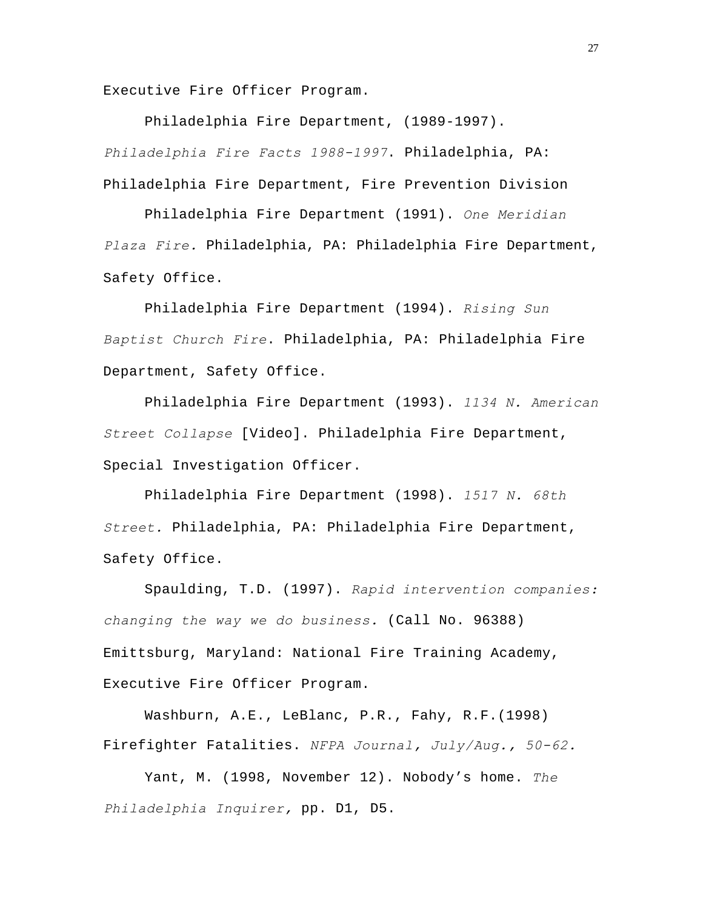Executive Fire Officer Program.

Philadelphia Fire Department, (1989-1997). *Philadelphia Fire Facts 1988-1997*. Philadelphia, PA: Philadelphia Fire Department, Fire Prevention Division

Philadelphia Fire Department (1991). *One Meridian Plaza Fire.* Philadelphia, PA: Philadelphia Fire Department, Safety Office.

Philadelphia Fire Department (1994). *Rising Sun Baptist Church Fire*. Philadelphia, PA: Philadelphia Fire Department, Safety Office.

Philadelphia Fire Department (1993). *1134 N. American Street Collapse* [Video]. Philadelphia Fire Department, Special Investigation Officer.

Philadelphia Fire Department (1998). *1517 N. 68th Street.* Philadelphia, PA: Philadelphia Fire Department, Safety Office.

Spaulding, T.D. (1997). *Rapid intervention companies: changing the way we do business.* (Call No. 96388) Emittsburg, Maryland: National Fire Training Academy, Executive Fire Officer Program.

Washburn, A.E., LeBlanc, P.R., Fahy, R.F.(1998) Firefighter Fatalities. *NFPA Journal, July/Aug., 50-62.*

Yant, M. (1998, November 12). Nobody's home. *The Philadelphia Inquirer,* pp. D1, D5.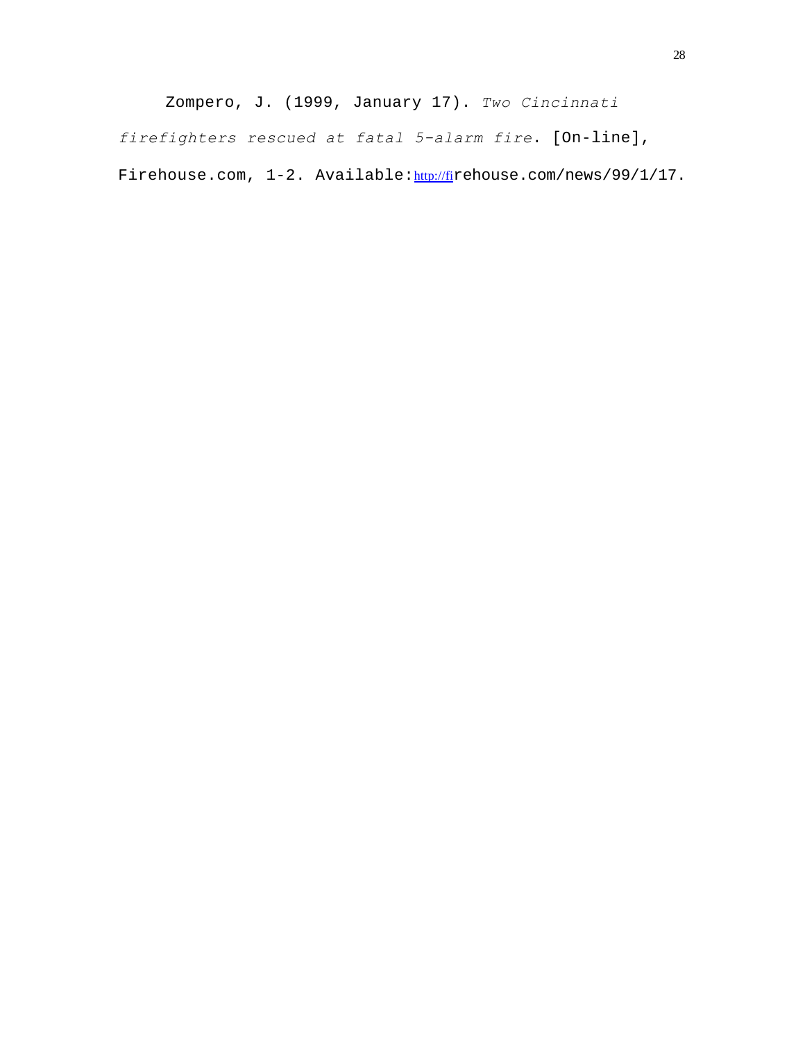Zompero, J. (1999, January 17). *Two Cincinnati firefighters rescued at fatal 5-alarm fire*. [On-line], Firehouse.com, 1-2. Available: http://firehouse.com/news/99/1/17.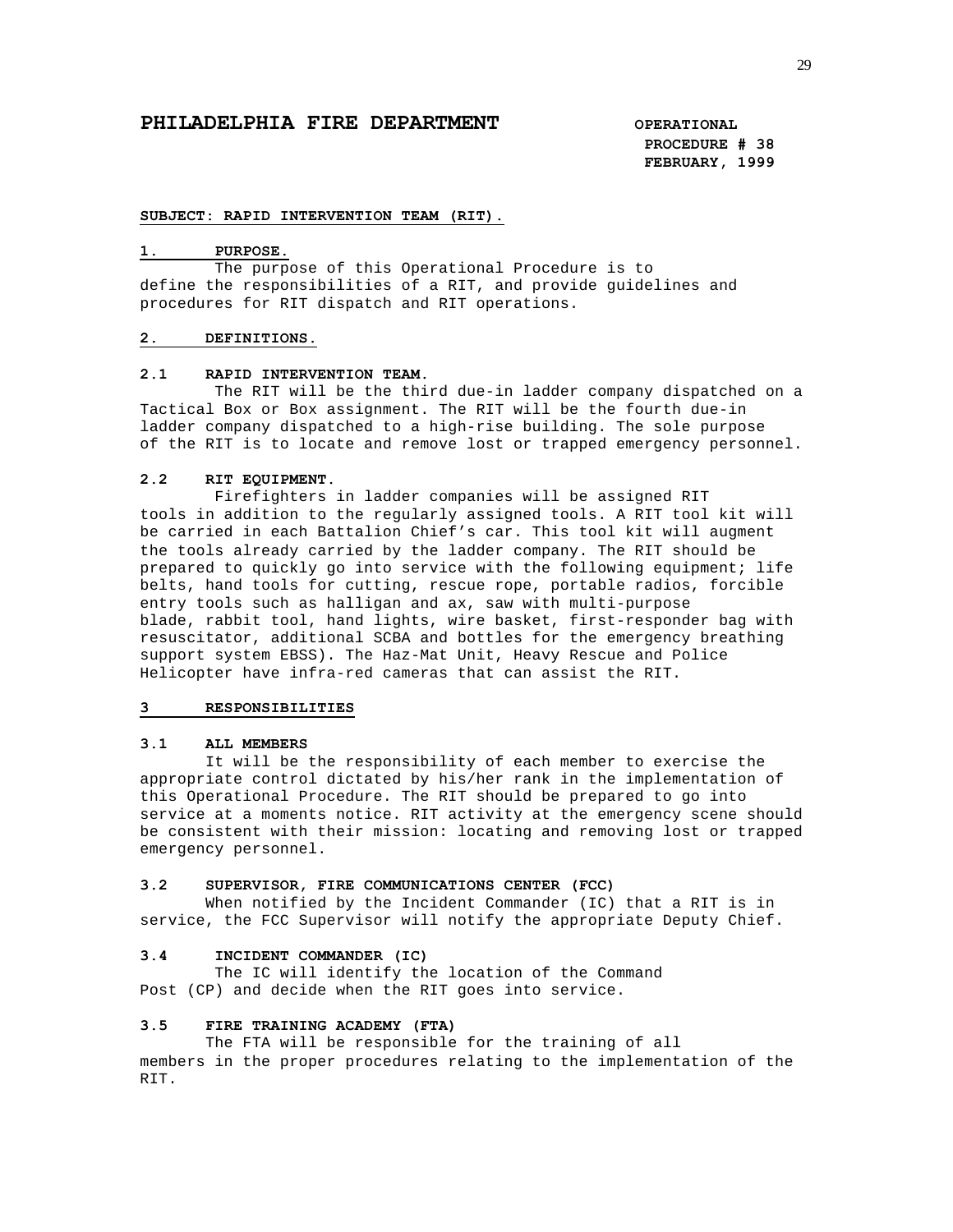# PHILADELPHIA FIRE DEPARTMENT

**OPERATIONAL PROCEDURE # 38**
**FEBRUARY, 1999**

**SUBJECT: RAPID INTERVENTION TEAM (RIT).**

## 1. PURPOSE.

The purpose of this Operational Procedure is to define the responsibilities of a RIT, and provide guidelines and procedures for RIT dispatch and RIT operations.

## 2. DEFINITIONS.

### 2.1 RAPID INTERVENTION TEAM.

The RIT will be the third due-in ladder company dispatched on a Tactical Box or Box assignment. The RIT will be the fourth due-in ladder company dispatched to a high-rise building. The sole purpose of the RIT is to locate and remove lost or trapped emergency personnel.

### 2.2 RIT EQUIPMENT.

Firefighters in ladder companies will be assigned RIT tools in addition to the regularly assigned tools. A RIT tool kit will be carried in each Battalion Chief's car. This tool kit will augment the tools already carried by the ladder company. The RIT should be prepared to quickly go into service with the following equipment; life belts, hand tools for cutting, rescue rope, portable radios, forcible entry tools such as halligan and ax, saw with multi-purpose blade, rabbit tool, hand lights, wire basket, first-responder bag with resuscitator, additional SCBA and bottles for the emergency breathing support system EBSS). The Haz-Mat Unit, Heavy Rescue and Police Helicopter have infra-red cameras that can assist the RIT.

## 3 RESPONSIBILITIES

### 3.1 ALL MEMBERS

It will be the responsibility of each member to exercise the appropriate control dictated by his/her rank in the implementation of this Operational Procedure. The RIT should be prepared to go into service at a moments notice. RIT activity at the emergency scene should be consistent with their mission: locating and removing lost or trapped emergency personnel.

### 3.2 SUPERVISOR, FIRE COMMUNICATIONS CENTER (FCC)

When notified by the Incident Commander (IC) that a RIT is in service, the FCC Supervisor will notify the appropriate Deputy Chief.

### 3.4 INCIDENT COMMANDER (IC)

The IC will identify the location of the Command Post (CP) and decide when the RIT goes into service.

### 3.5 FIRE TRAINING ACADEMY (FTA)

The FTA will be responsible for the training of all members in the proper procedures relating to the implementation of the RIT.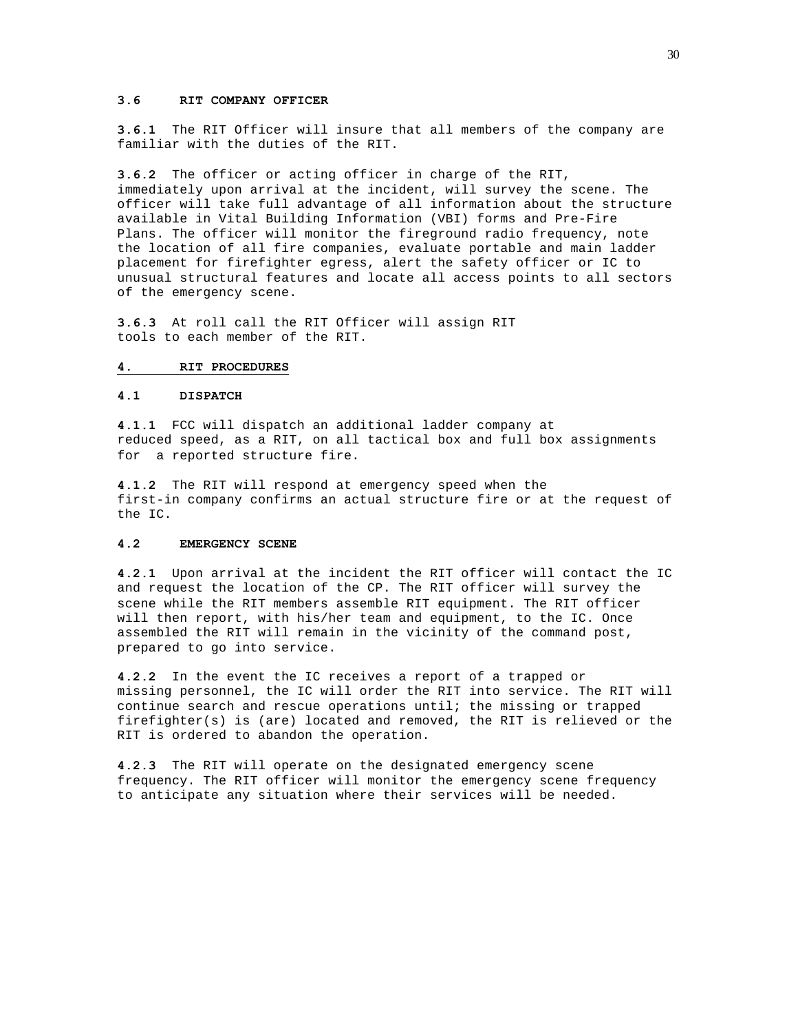### 3.6 RIT COMPANY OFFICER

**3.6.1** The RIT Officer will insure that all members of the company are familiar with the duties of the RIT.

**3.6.2** The officer or acting officer in charge of the RIT, immediately upon arrival at the incident, will survey the scene. The officer will take full advantage of all information about the structure available in Vital Building Information (VBI) forms and Pre-Fire Plans. The officer will monitor the fireground radio frequency, note the location of all fire companies, evaluate portable and main ladder placement for firefighter egress, alert the safety officer or IC to unusual structural features and locate all access points to all sectors of the emergency scene.

**3.6.3** At roll call the RIT Officer will assign RIT tools to each member of the RIT.

## 4. RIT PROCEDURES

### 4.1 DISPATCH

**4.1.1** FCC will dispatch an additional ladder company at reduced speed, as a RIT, on all tactical box and full box assignments for a reported structure fire.

**4.1.2** The RIT will respond at emergency speed when the first-in company confirms an actual structure fire or at the request of the IC.

### 4.2 EMERGENCY SCENE

**4.2.1** Upon arrival at the incident the RIT officer will contact the IC and request the location of the CP. The RIT officer will survey the scene while the RIT members assemble RIT equipment. The RIT officer will then report, with his/her team and equipment, to the IC. Once assembled the RIT will remain in the vicinity of the command post, prepared to go into service.

**4.2.2** In the event the IC receives a report of a trapped or missing personnel, the IC will order the RIT into service. The RIT will continue search and rescue operations until; the missing or trapped firefighter(s) is (are) located and removed, the RIT is relieved or the RIT is ordered to abandon the operation.

**4.2.3** The RIT will operate on the designated emergency scene frequency. The RIT officer will monitor the emergency scene frequency to anticipate any situation where their services will be needed.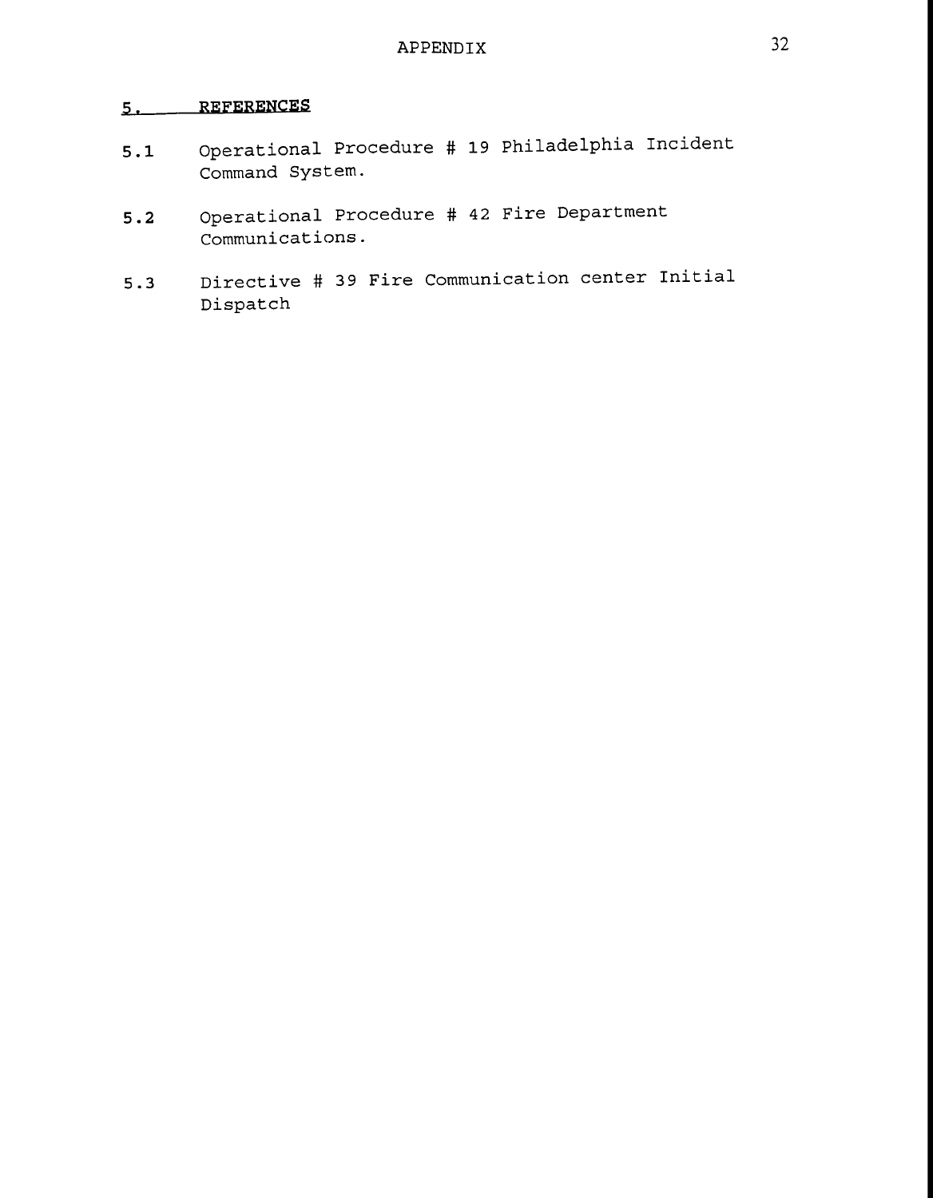## 5. REFERENCES

5.1 Operational Procedure # 19 Philadelphia Incident Command System.

5.2 Operational Procedure # 42 Fire Department Communications.

5.3 Directive # 39 Fire Communication center Initial Dispatch